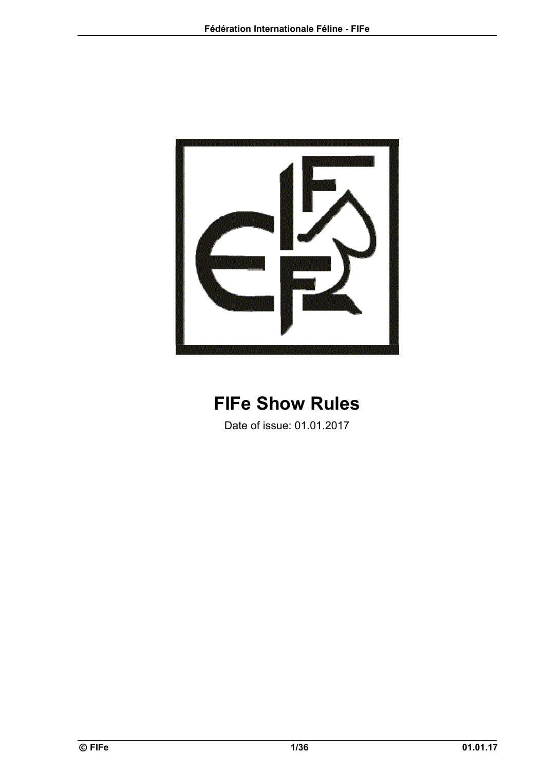# FIFe Show Rules

Date of issue: 01.01.2017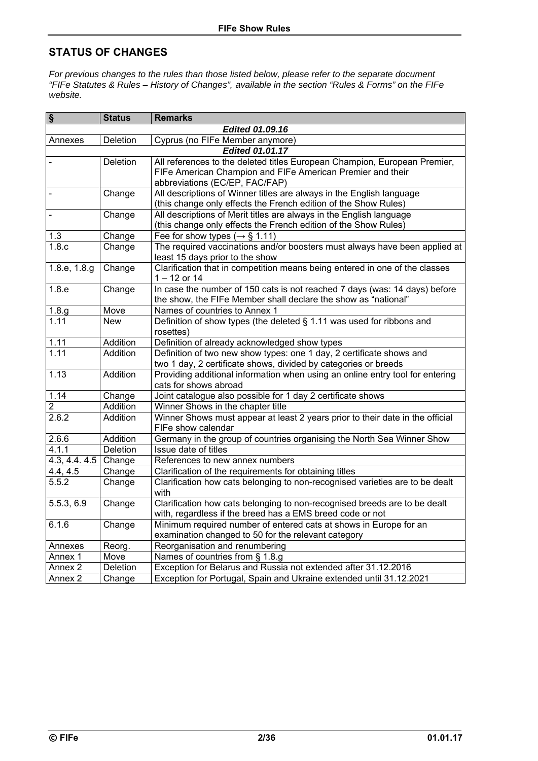## STATUS OF CHANGES

*For previous changes to the rules than those listed below, please refer to the separate document "FIFe Statutes & Rules – History of Changes", available in the section "Rules & Forms" on the FIFe website.*

| § | Status | Remarks |
|---|---|---|
| | | ***Edited 01.09.16*** |
| Annexes | Deletion | Cyprus (no FIFe Member anymore) |
| | | ***Edited 01.01.17*** |
| - | Deletion | All references to the deleted titles European Champion, European Premier, FIFe American Champion and FIFe American Premier and their abbreviations (EC/EP, FAC/FAP) |
| - | Change | All descriptions of Winner titles are always in the English language (this change only effects the French edition of the Show Rules) |
| - | Change | All descriptions of Merit titles are always in the English language (this change only effects the French edition of the Show Rules) |
| 1.3 | Change | Fee for show types (→ § 1.11) |
| 1.8.c | Change | The required vaccinations and/or boosters must always have been applied at least 15 days prior to the show |
| 1.8.e, 1.8.g | Change | Clarification that in competition means being entered in one of the classes 1 – 12 or 14 |
| 1.8.e | Change | In case the number of 150 cats is not reached 7 days (was: 14 days) before the show, the FIFe Member shall declare the show as "national" |
| 1.8.g | Move | Names of countries to Annex 1 |
| 1.11 | New | Definition of show types (the deleted § 1.11 was used for ribbons and rosettes) |
| 1.11 | Addition | Definition of already acknowledged show types |
| 1.11 | Addition | Definition of two new show types: one 1 day, 2 certificate shows and two 1 day, 2 certificate shows, divided by categories or breeds |
| 1.13 | Addition | Providing additional information when using an online entry tool for entering cats for shows abroad |
| 1.14 | Change | Joint catalogue also possible for 1 day 2 certificate shows |
| 2 | Addition | Winner Shows in the chapter title |
| 2.6.2 | Addition | Winner Shows must appear at least 2 years prior to their date in the official FIFe show calendar |
| 2.6.6 | Addition | Germany in the group of countries organising the North Sea Winner Show |
| 4.1.1 | Deletion | Issue date of titles |
| 4.3, 4.4. 4.5 | Change | References to new annex numbers |
| 4.4, 4.5 | Change | Clarification of the requirements for obtaining titles |
| 5.5.2 | Change | Clarification how cats belonging to non-recognised varieties are to be dealt with |
| 5.5.3, 6.9 | Change | Clarification how cats belonging to non-recognised breeds are to be dealt with, regardless if the breed has a EMS breed code or not |
| 6.1.6 | Change | Minimum required number of entered cats at shows in Europe for an examination changed to 50 for the relevant category |
| Annexes | Reorg. | Reorganisation and renumbering |
| Annex 1 | Move | Names of countries from § 1.8.g |
| Annex 2 | Deletion | Exception for Belarus and Russia not extended after 31.12.2016 |
| Annex 2 | Change | Exception for Portugal, Spain and Ukraine extended until 31.12.2021 |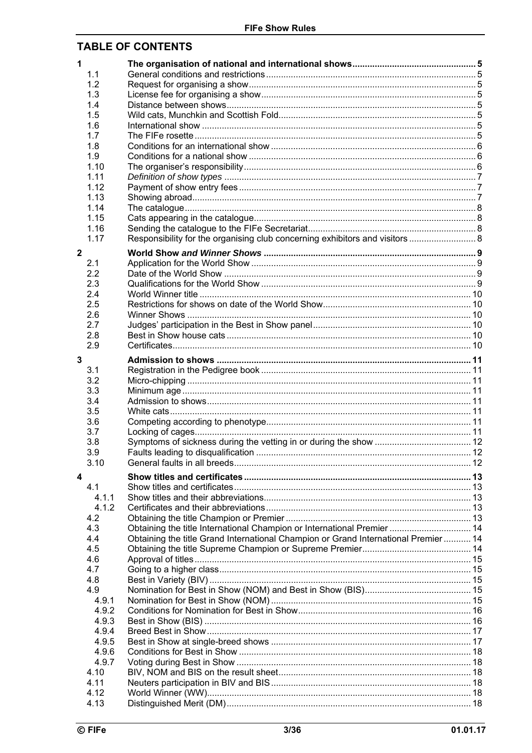## TABLE OF CONTENTS

| | | |
|---|---|---|
| **1** | **The organisation of national and international shows** | **5** |
| 1.1 | General conditions and restrictions | 5 |
| 1.2 | Request for organising a show | 5 |
| 1.3 | License fee for organising a show | 5 |
| 1.4 | Distance between shows | 5 |
| 1.5 | Wild cats, Munchkin and Scottish Fold | 5 |
| 1.6 | International show | 5 |
| 1.7 | The FIFe rosette | 5 |
| 1.8 | Conditions for an international show | 6 |
| 1.9 | Conditions for a national show | 6 |
| 1.10 | The organiser's responsibility | 6 |
| 1.11 | *Definition of show types* | 7 |
| 1.12 | Payment of show entry fees | 7 |
| 1.13 | Showing abroad | 7 |
| 1.14 | The catalogue | 8 |
| 1.15 | Cats appearing in the catalogue | 8 |
| 1.16 | Sending the catalogue to the FIFe Secretariat | 8 |
| 1.17 | Responsibility for the organising club concerning exhibitors and visitors | 8 |
| **2** | **World Show *and Winner Shows*** | **9** |
| 2.1 | Application for the World Show | 9 |
| 2.2 | Date of the World Show | 9 |
| 2.3 | Qualifications for the World Show | 9 |
| 2.4 | World Winner title | 10 |
| 2.5 | Restrictions for shows on date of the World Show | 10 |
| 2.6 | Winner Shows | 10 |
| 2.7 | Judges' participation in the Best in Show panel | 10 |
| 2.8 | Best in Show house cats | 10 |
| 2.9 | Certificates | 10 |
| **3** | **Admission to shows** | **11** |
| 3.1 | Registration in the Pedigree book | 11 |
| 3.2 | Micro-chipping | 11 |
| 3.3 | Minimum age | 11 |
| 3.4 | Admission to shows | 11 |
| 3.5 | White cats | 11 |
| 3.6 | Competing according to phenotype | 11 |
| 3.7 | Locking of cages | 11 |
| 3.8 | Symptoms of sickness during the vetting in or during the show | 12 |
| 3.9 | Faults leading to disqualification | 12 |
| 3.10 | General faults in all breeds | 12 |
| **4** | **Show titles and certificates** | **13** |
| 4.1 | Show titles and certificates | 13 |
| 4.1.1 | Show titles and their abbreviations | 13 |
| 4.1.2 | Certificates and their abbreviations | 13 |
| 4.2 | Obtaining the title Champion or Premier | 13 |
| 4.3 | Obtaining the title International Champion or International Premier | 14 |
| 4.4 | Obtaining the title Grand International Champion or Grand International Premier | 14 |
| 4.5 | Obtaining the title Supreme Champion or Supreme Premier | 14 |
| 4.6 | Approval of titles | 15 |
| 4.7 | Going to a higher class | 15 |
| 4.8 | Best in Variety (BIV) | 15 |
| 4.9 | Nomination for Best in Show (NOM) and Best in Show (BIS) | 15 |
| 4.9.1 | Nomination for Best in Show (NOM) | 15 |
| 4.9.2 | Conditions for Nomination for Best in Show | 16 |
| 4.9.3 | Best in Show (BIS) | 16 |
| 4.9.4 | Breed Best in Show | 17 |
| 4.9.5 | Best in Show at single-breed shows | 17 |
| 4.9.6 | Conditions for Best in Show | 18 |
| 4.9.7 | Voting during Best in Show | 18 |
| 4.10 | BIV, NOM and BIS on the result sheet | 18 |
| 4.11 | Neuters participation in BIV and BIS | 18 |
| 4.12 | World Winner (WW) | 18 |
| 4.13 | Distinguished Merit (DM) | 18 |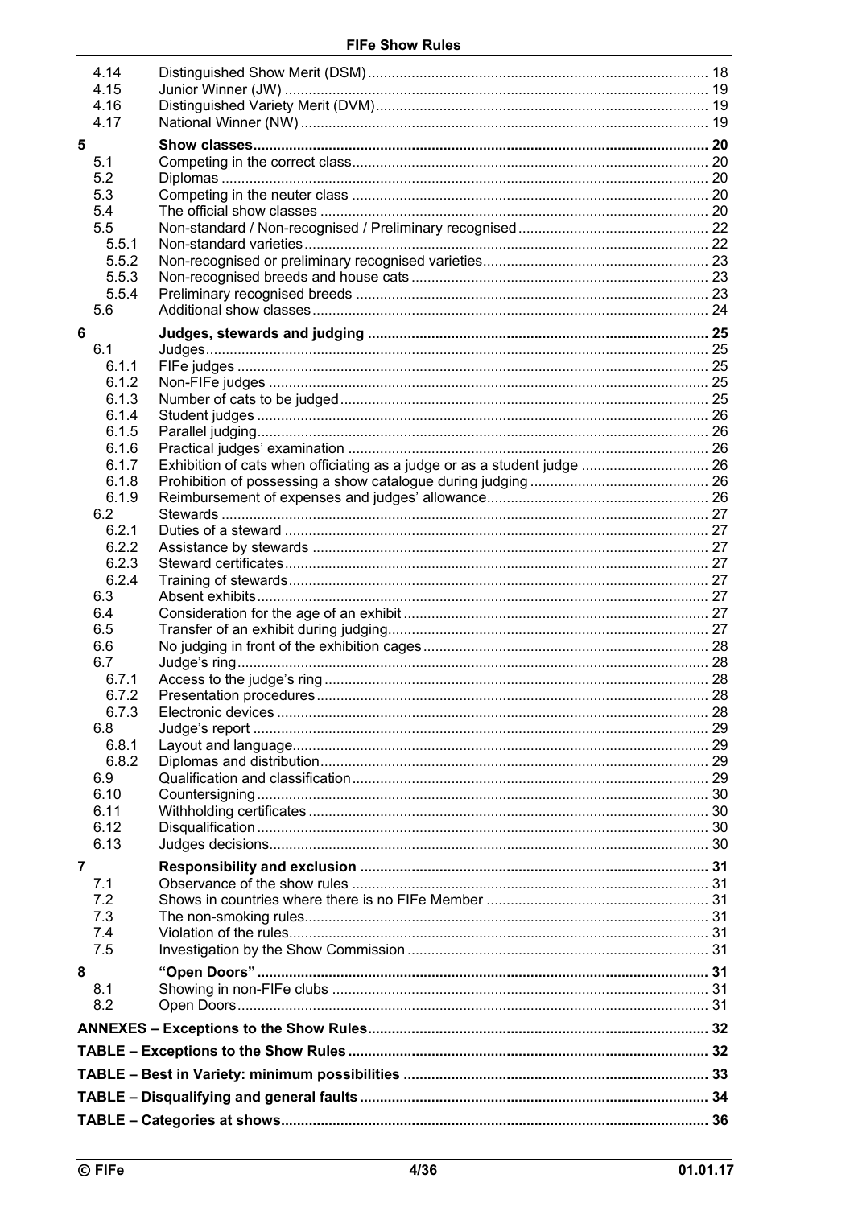| | | |
|---|---|---|
| 4.14 | Distinguished Show Merit (DSM) | 18 |
| 4.15 | Junior Winner (JW) | 19 |
| 4.16 | Distinguished Variety Merit (DVM) | 19 |
| 4.17 | National Winner (NW) | 19 |
| **5** | **Show classes** | **20** |
| 5.1 | Competing in the correct class | 20 |
| 5.2 | Diplomas | 20 |
| 5.3 | Competing in the neuter class | 20 |
| 5.4 | The official show classes | 20 |
| 5.5 | Non-standard / Non-recognised / Preliminary recognised | 22 |
| 5.5.1 | Non-standard varieties | 22 |
| 5.5.2 | Non-recognised or preliminary recognised varieties | 23 |
| 5.5.3 | Non-recognised breeds and house cats | 23 |
| 5.5.4 | Preliminary recognised breeds | 23 |
| 5.6 | Additional show classes | 24 |
| **6** | **Judges, stewards and judging** | **25** |
| 6.1 | Judges | 25 |
| 6.1.1 | FIFe judges | 25 |
| 6.1.2 | Non-FIFe judges | 25 |
| 6.1.3 | Number of cats to be judged | 25 |
| 6.1.4 | Student judges | 26 |
| 6.1.5 | Parallel judging | 26 |
| 6.1.6 | Practical judges' examination | 26 |
| 6.1.7 | Exhibition of cats when officiating as a judge or as a student judge | 26 |
| 6.1.8 | Prohibition of possessing a show catalogue during judging | 26 |
| 6.1.9 | Reimbursement of expenses and judges' allowance | 26 |
| 6.2 | Stewards | 27 |
| 6.2.1 | Duties of a steward | 27 |
| 6.2.2 | Assistance by stewards | 27 |
| 6.2.3 | Steward certificates | 27 |
| 6.2.4 | Training of stewards | 27 |
| 6.3 | Absent exhibits | 27 |
| 6.4 | Consideration for the age of an exhibit | 27 |
| 6.5 | Transfer of an exhibit during judging | 27 |
| 6.6 | No judging in front of the exhibition cages | 28 |
| 6.7 | Judge's ring | 28 |
| 6.7.1 | Access to the judge's ring | 28 |
| 6.7.2 | Presentation procedures | 28 |
| 6.7.3 | Electronic devices | 28 |
| 6.8 | Judge's report | 29 |
| 6.8.1 | Layout and language | 29 |
| 6.8.2 | Diplomas and distribution | 29 |
| 6.9 | Qualification and classification | 29 |
| 6.10 | Countersigning | 30 |
| 6.11 | Withholding certificates | 30 |
| 6.12 | Disqualification | 30 |
| 6.13 | Judges decisions | 30 |
| **7** | **Responsibility and exclusion** | **31** |
| 7.1 | Observance of the show rules | 31 |
| 7.2 | Shows in countries where there is no FIFe Member | 31 |
| 7.3 | The non-smoking rules | 31 |
| 7.4 | Violation of the rules | 31 |
| 7.5 | Investigation by the Show Commission | 31 |
| **8** | **"Open Doors"** | **31** |
| 8.1 | Showing in non-FIFe clubs | 31 |
| 8.2 | Open Doors | 31 |
| | **ANNEXES – Exceptions to the Show Rules** | **32** |
| | **TABLE – Exceptions to the Show Rules** | **32** |
| | **TABLE – Best in Variety: minimum possibilities** | **33** |
| | **TABLE – Disqualifying and general faults** | **34** |
| | **TABLE – Categories at shows** | **36** |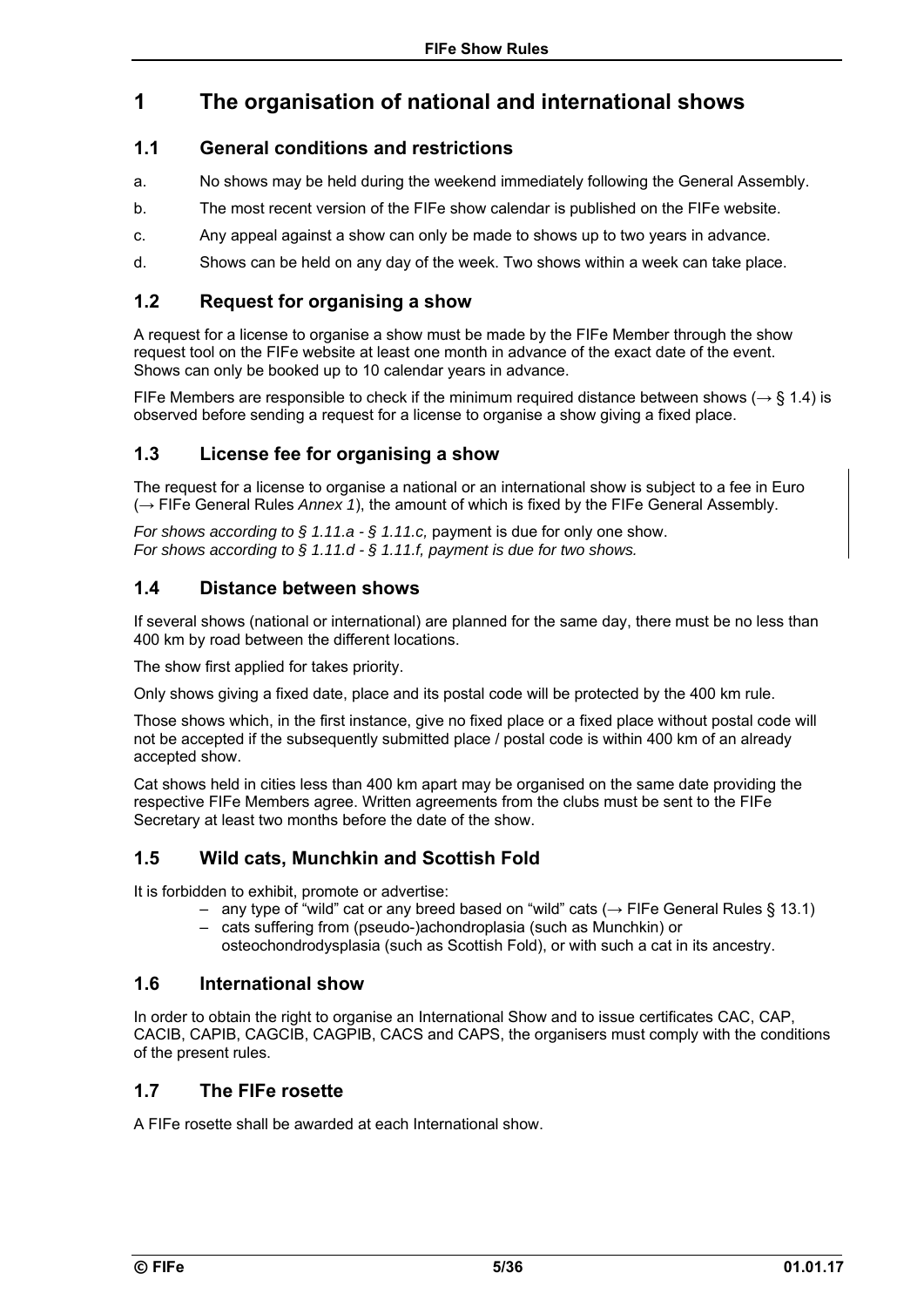# 1 The organisation of national and international shows

## 1.1 General conditions and restrictions

a. No shows may be held during the weekend immediately following the General Assembly.

b. The most recent version of the FIFe show calendar is published on the FIFe website.

c. Any appeal against a show can only be made to shows up to two years in advance.

d. Shows can be held on any day of the week. Two shows within a week can take place.

## 1.2 Request for organising a show

A request for a license to organise a show must be made by the FIFe Member through the show request tool on the FIFe website at least one month in advance of the exact date of the event. Shows can only be booked up to 10 calendar years in advance.

FIFe Members are responsible to check if the minimum required distance between shows (→ § 1.4) is observed before sending a request for a license to organise a show giving a fixed place.

## 1.3 License fee for organising a show

The request for a license to organise a national or an international show is subject to a fee in Euro (→ FIFe General Rules *Annex 1*), the amount of which is fixed by the FIFe General Assembly.

*For shows according to § 1.11.a - § 1.11.c,* payment is due for only one show.
*For shows according to § 1.11.d - § 1.11.f, payment is due for two shows.*

## 1.4 Distance between shows

If several shows (national or international) are planned for the same day, there must be no less than 400 km by road between the different locations.

The show first applied for takes priority.

Only shows giving a fixed date, place and its postal code will be protected by the 400 km rule.

Those shows which, in the first instance, give no fixed place or a fixed place without postal code will not be accepted if the subsequently submitted place / postal code is within 400 km of an already accepted show.

Cat shows held in cities less than 400 km apart may be organised on the same date providing the respective FIFe Members agree. Written agreements from the clubs must be sent to the FIFe Secretary at least two months before the date of the show.

## 1.5 Wild cats, Munchkin and Scottish Fold

It is forbidden to exhibit, promote or advertise:

- any type of "wild" cat or any breed based on "wild" cats (→ FIFe General Rules § 13.1)
- cats suffering from (pseudo-)achondroplasia (such as Munchkin) or osteochondrodysplasia (such as Scottish Fold), or with such a cat in its ancestry.

## 1.6 International show

In order to obtain the right to organise an International Show and to issue certificates CAC, CAP, CACIB, CAPIB, CAGCIB, CAGPIB, CACS and CAPS, the organisers must comply with the conditions of the present rules.

## 1.7 The FIFe rosette

A FIFe rosette shall be awarded at each International show.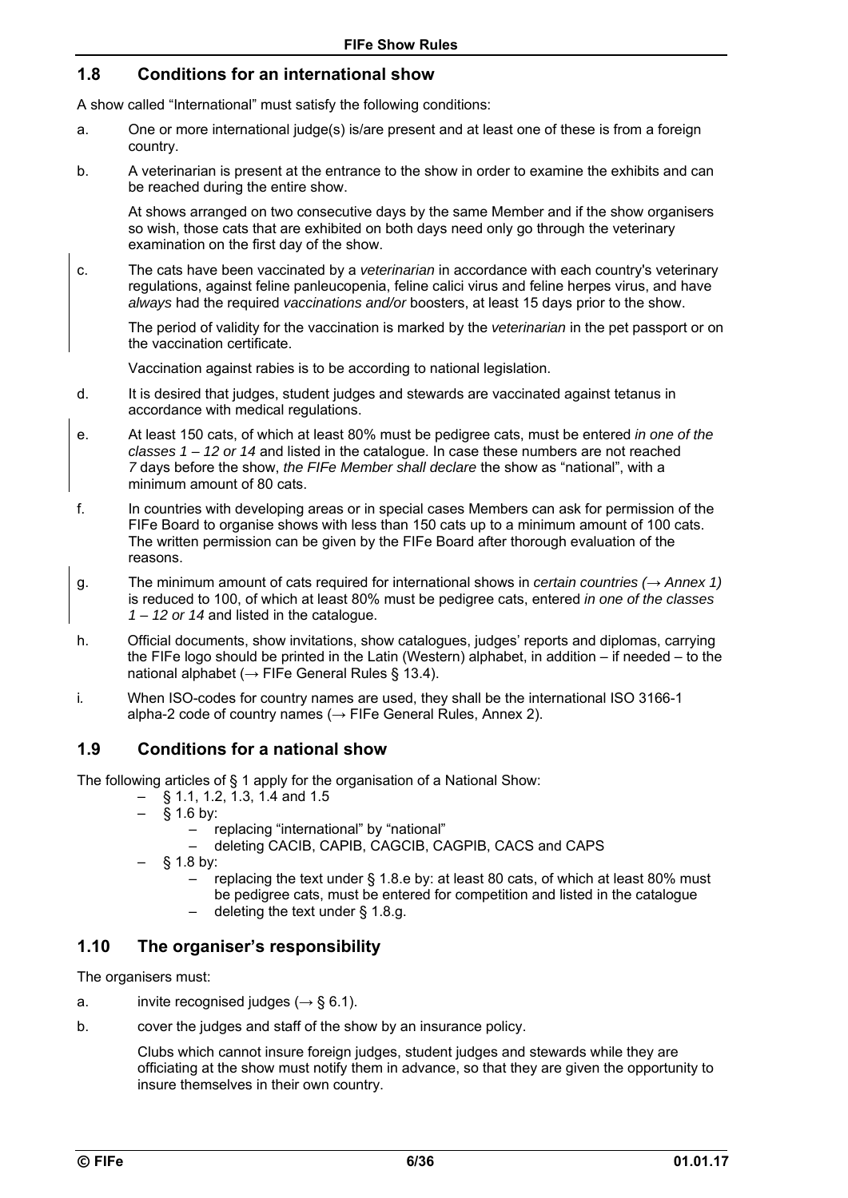## 1.8 Conditions for an international show

A show called "International" must satisfy the following conditions:

a. One or more international judge(s) is/are present and at least one of these is from a foreign country.

b. A veterinarian is present at the entrance to the show in order to examine the exhibits and can be reached during the entire show.

   At shows arranged on two consecutive days by the same Member and if the show organisers so wish, those cats that are exhibited on both days need only go through the veterinary examination on the first day of the show.

c. The cats have been vaccinated by a *veterinarian* in accordance with each country's veterinary regulations, against feline panleucopenia, feline calici virus and feline herpes virus, and have *always* had the required *vaccinations and/or* boosters, at least 15 days prior to the show.

   The period of validity for the vaccination is marked by the *veterinarian* in the pet passport or on the vaccination certificate.

   Vaccination against rabies is to be according to national legislation.

d. It is desired that judges, student judges and stewards are vaccinated against tetanus in accordance with medical regulations.

e. At least 150 cats, of which at least 80% must be pedigree cats, must be entered *in one of the classes 1 – 12 or 14* and listed in the catalogue. In case these numbers are not reached *7* days before the show, *the FIFe Member shall declare* the show as "national", with a minimum amount of 80 cats.

f. In countries with developing areas or in special cases Members can ask for permission of the FIFe Board to organise shows with less than 150 cats up to a minimum amount of 100 cats. The written permission can be given by the FIFe Board after thorough evaluation of the reasons.

g. The minimum amount of cats required for international shows in *certain countries (→ Annex 1)* is reduced to 100, of which at least 80% must be pedigree cats, entered *in one of the classes 1 – 12 or 14* and listed in the catalogue.

h. Official documents, show invitations, show catalogues, judges' reports and diplomas, carrying the FIFe logo should be printed in the Latin (Western) alphabet, in addition – if needed – to the national alphabet (→ FIFe General Rules § 13.4).

i. When ISO-codes for country names are used, they shall be the international ISO 3166-1 alpha-2 code of country names (→ FIFe General Rules, Annex 2).

## 1.9 Conditions for a national show

The following articles of § 1 apply for the organisation of a National Show:

- § 1.1, 1.2, 1.3, 1.4 and 1.5
- § 1.6 by:
  - replacing "international" by "national"
  - deleting CACIB, CAPIB, CAGCIB, CAGPIB, CACS and CAPS
- § 1.8 by:
  - replacing the text under § 1.8.e by: at least 80 cats, of which at least 80% must be pedigree cats, must be entered for competition and listed in the catalogue
  - deleting the text under § 1.8.g.

## 1.10 The organiser's responsibility

The organisers must:

a. invite recognised judges (→ § 6.1).

b. cover the judges and staff of the show by an insurance policy.

   Clubs which cannot insure foreign judges, student judges and stewards while they are officiating at the show must notify them in advance, so that they are given the opportunity to insure themselves in their own country.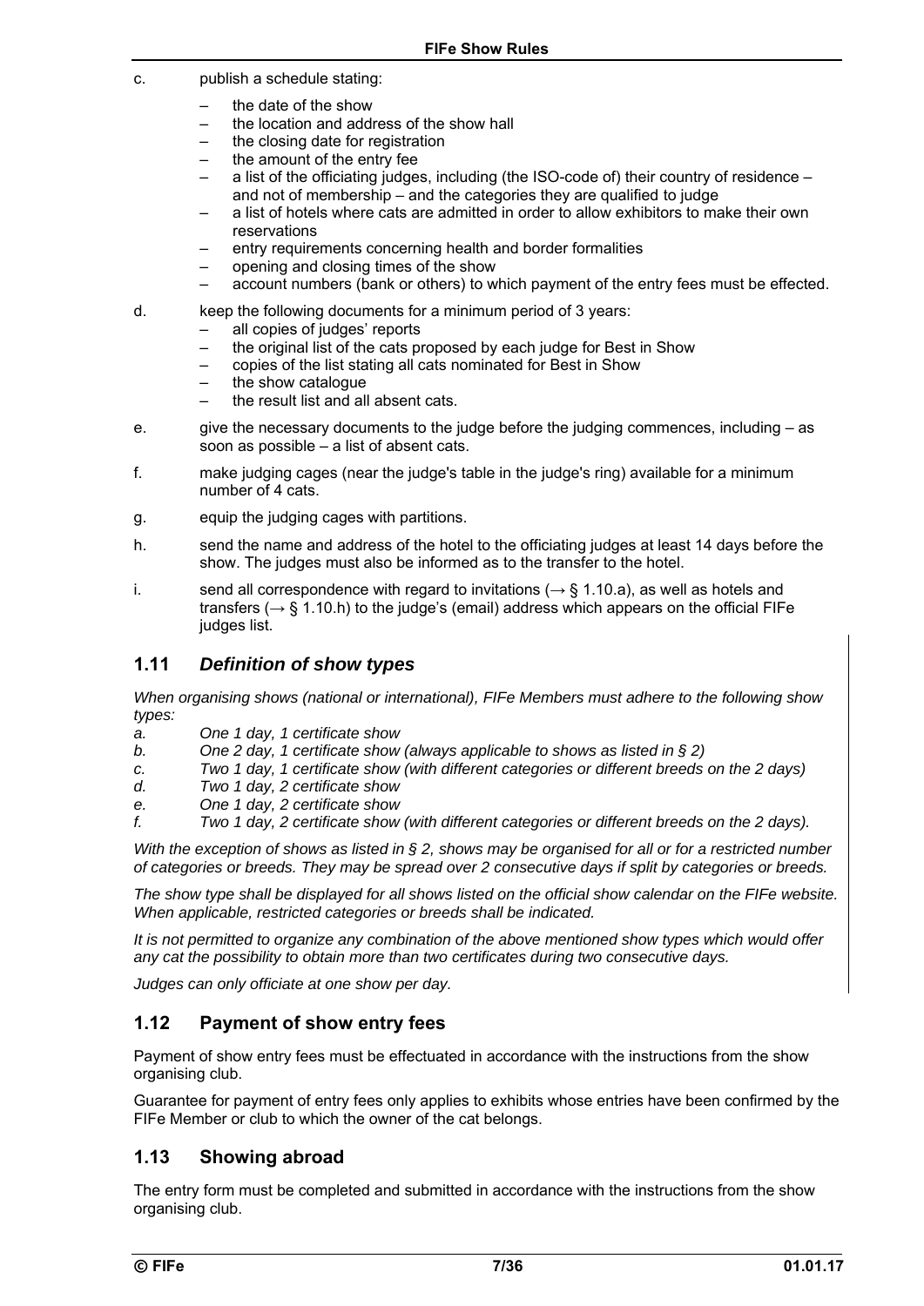c. publish a schedule stating:

   – the date of the show
   – the location and address of the show hall
   – the closing date for registration
   – the amount of the entry fee
   – a list of the officiating judges, including (the ISO-code of) their country of residence – and not of membership – and the categories they are qualified to judge
   – a list of hotels where cats are admitted in order to allow exhibitors to make their own reservations
   – entry requirements concerning health and border formalities
   – opening and closing times of the show
   – account numbers (bank or others) to which payment of the entry fees must be effected.

d. keep the following documents for a minimum period of 3 years:

   – all copies of judges' reports
   – the original list of the cats proposed by each judge for Best in Show
   – copies of the list stating all cats nominated for Best in Show
   – the show catalogue
   – the result list and all absent cats.

e. give the necessary documents to the judge before the judging commences, including – as soon as possible – a list of absent cats.

f. make judging cages (near the judge's table in the judge's ring) available for a minimum number of 4 cats.

g. equip the judging cages with partitions.

h. send the name and address of the hotel to the officiating judges at least 14 days before the show. The judges must also be informed as to the transfer to the hotel.

i. send all correspondence with regard to invitations (→ § 1.10.a), as well as hotels and transfers (→ § 1.10.h) to the judge's (email) address which appears on the official FIFe judges list.

## 1.11 *Definition of show types*

*When organising shows (national or international), FIFe Members must adhere to the following show types:*

*a. One 1 day, 1 certificate show*
*b. One 2 day, 1 certificate show (always applicable to shows as listed in § 2)*
*c. Two 1 day, 1 certificate show (with different categories or different breeds on the 2 days)*
*d. Two 1 day, 2 certificate show*
*e. One 1 day, 2 certificate show*
*f. Two 1 day, 2 certificate show (with different categories or different breeds on the 2 days).*

*With the exception of shows as listed in § 2, shows may be organised for all or for a restricted number of categories or breeds. They may be spread over 2 consecutive days if split by categories or breeds.*

*The show type shall be displayed for all shows listed on the official show calendar on the FIFe website. When applicable, restricted categories or breeds shall be indicated.*

*It is not permitted to organize any combination of the above mentioned show types which would offer any cat the possibility to obtain more than two certificates during two consecutive days.*

*Judges can only officiate at one show per day.*

## 1.12 Payment of show entry fees

Payment of show entry fees must be effectuated in accordance with the instructions from the show organising club.

Guarantee for payment of entry fees only applies to exhibits whose entries have been confirmed by the FIFe Member or club to which the owner of the cat belongs.

## 1.13 Showing abroad

The entry form must be completed and submitted in accordance with the instructions from the show organising club.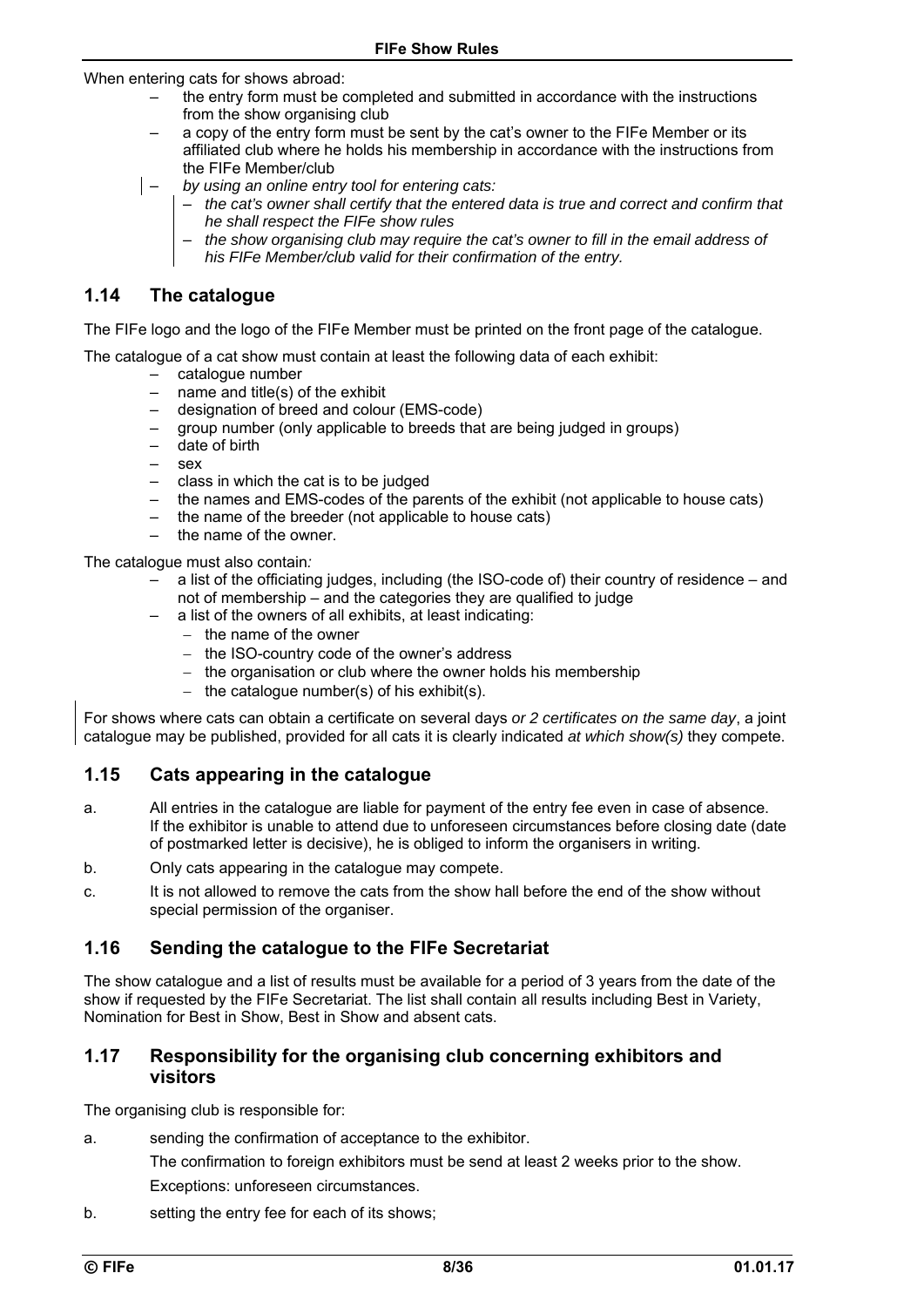When entering cats for shows abroad:

- the entry form must be completed and submitted in accordance with the instructions from the show organising club
- a copy of the entry form must be sent by the cat's owner to the FIFe Member or its affiliated club where he holds his membership in accordance with the instructions from the FIFe Member/club
- *by using an online entry tool for entering cats:*
  - *the cat's owner shall certify that the entered data is true and correct and confirm that he shall respect the FIFe show rules*
  - *the show organising club may require the cat's owner to fill in the email address of his FIFe Member/club valid for their confirmation of the entry.*

## 1.14 The catalogue

The FIFe logo and the logo of the FIFe Member must be printed on the front page of the catalogue.

The catalogue of a cat show must contain at least the following data of each exhibit:

- catalogue number
- name and title(s) of the exhibit
- designation of breed and colour (EMS-code)
- group number (only applicable to breeds that are being judged in groups)
- date of birth
- sex
- class in which the cat is to be judged
- the names and EMS-codes of the parents of the exhibit (not applicable to house cats)
- the name of the breeder (not applicable to house cats)
- the name of the owner.

The catalogue must also contain*:*

- a list of the officiating judges, including (the ISO-code of) their country of residence – and not of membership – and the categories they are qualified to judge
- a list of the owners of all exhibits, at least indicating:
  - the name of the owner
  - the ISO-country code of the owner's address
  - the organisation or club where the owner holds his membership
  - the catalogue number(s) of his exhibit(s).

For shows where cats can obtain a certificate on several days *or 2 certificates on the same day*, a joint catalogue may be published, provided for all cats it is clearly indicated *at which show(s)* they compete.

## 1.15 Cats appearing in the catalogue

a. All entries in the catalogue are liable for payment of the entry fee even in case of absence. If the exhibitor is unable to attend due to unforeseen circumstances before closing date (date of postmarked letter is decisive), he is obliged to inform the organisers in writing.

b. Only cats appearing in the catalogue may compete.

c. It is not allowed to remove the cats from the show hall before the end of the show without special permission of the organiser.

## 1.16 Sending the catalogue to the FIFe Secretariat

The show catalogue and a list of results must be available for a period of 3 years from the date of the show if requested by the FIFe Secretariat. The list shall contain all results including Best in Variety, Nomination for Best in Show, Best in Show and absent cats.

## 1.17 Responsibility for the organising club concerning exhibitors and visitors

The organising club is responsible for:

a. sending the confirmation of acceptance to the exhibitor.

   The confirmation to foreign exhibitors must be send at least 2 weeks prior to the show.

   Exceptions: unforeseen circumstances.

b. setting the entry fee for each of its shows;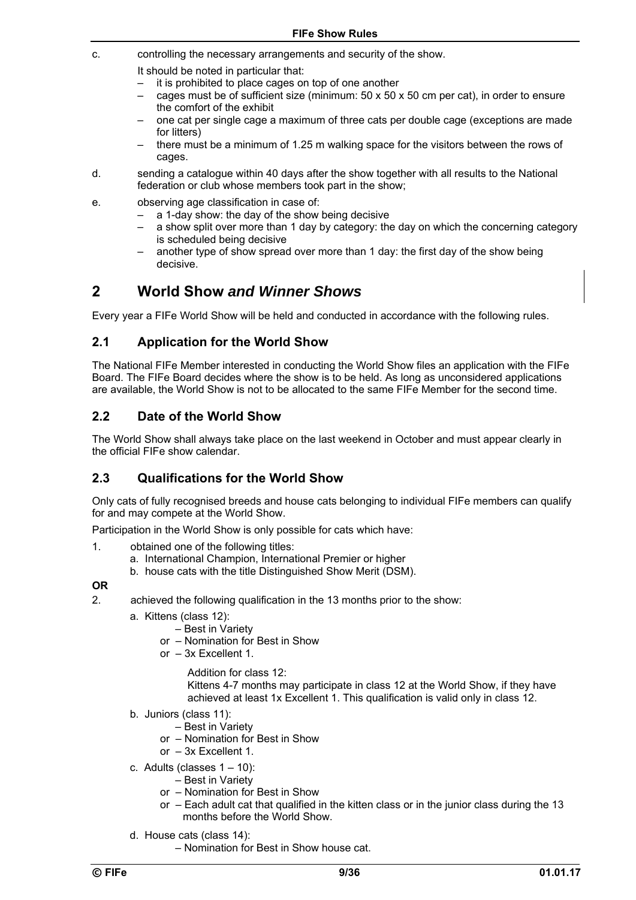c. controlling the necessary arrangements and security of the show.

   It should be noted in particular that:
   - it is prohibited to place cages on top of one another
   - cages must be of sufficient size (minimum: 50 x 50 x 50 cm per cat), in order to ensure the comfort of the exhibit
   - one cat per single cage a maximum of three cats per double cage (exceptions are made for litters)
   - there must be a minimum of 1.25 m walking space for the visitors between the rows of cages.

d. sending a catalogue within 40 days after the show together with all results to the National federation or club whose members took part in the show;

e. observing age classification in case of:
   - a 1-day show: the day of the show being decisive
   - a show split over more than 1 day by category: the day on which the concerning category is scheduled being decisive
   - another type of show spread over more than 1 day: the first day of the show being decisive.

# 2 World Show *and Winner Shows*

Every year a FIFe World Show will be held and conducted in accordance with the following rules.

## 2.1 Application for the World Show

The National FIFe Member interested in conducting the World Show files an application with the FIFe Board. The FIFe Board decides where the show is to be held. As long as unconsidered applications are available, the World Show is not to be allocated to the same FIFe Member for the second time.

## 2.2 Date of the World Show

The World Show shall always take place on the last weekend in October and must appear clearly in the official FIFe show calendar.

## 2.3 Qualifications for the World Show

Only cats of fully recognised breeds and house cats belonging to individual FIFe members can qualify for and may compete at the World Show.

Participation in the World Show is only possible for cats which have:

1. obtained one of the following titles:
   a. International Champion, International Premier or higher
   b. house cats with the title Distinguished Show Merit (DSM).

**OR**

2. achieved the following qualification in the 13 months prior to the show:
   a. Kittens (class 12):
      - Best in Variety
      - or – Nomination for Best in Show
      - or – 3x Excellent 1.

      Addition for class 12:
      Kittens 4-7 months may participate in class 12 at the World Show, if they have achieved at least 1x Excellent 1. This qualification is valid only in class 12.

   b. Juniors (class 11):
      - Best in Variety
      - or – Nomination for Best in Show
      - or – 3x Excellent 1.

   c. Adults (classes 1 – 10):
      - Best in Variety
      - or – Nomination for Best in Show
      - or – Each adult cat that qualified in the kitten class or in the junior class during the 13 months before the World Show.

   d. House cats (class 14):
      - Nomination for Best in Show house cat.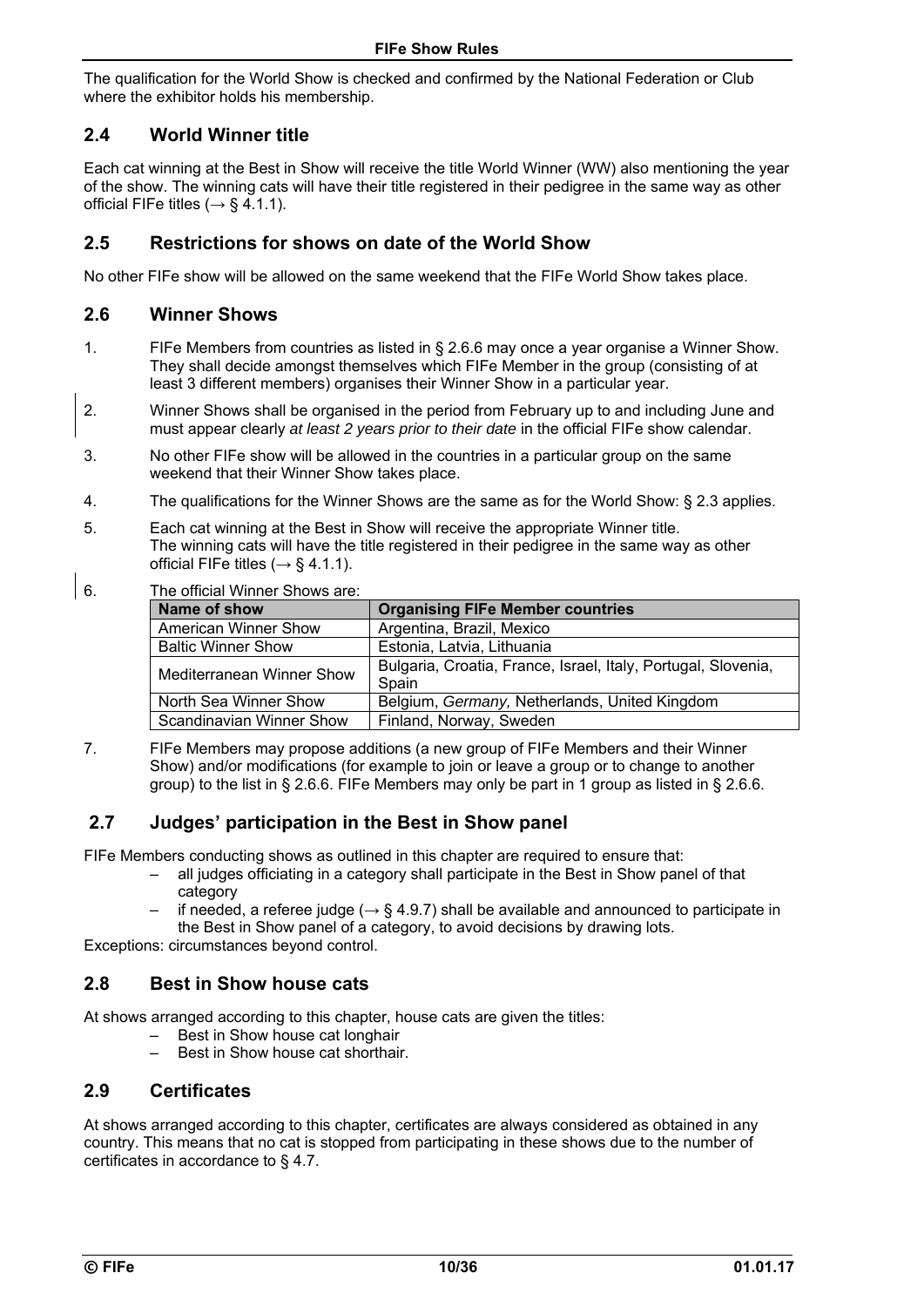The qualification for the World Show is checked and confirmed by the National Federation or Club where the exhibitor holds his membership.

## 2.4 World Winner title

Each cat winning at the Best in Show will receive the title World Winner (WW) also mentioning the year of the show. The winning cats will have their title registered in their pedigree in the same way as other official FIFe titles (→ § 4.1.1).

## 2.5 Restrictions for shows on date of the World Show

No other FIFe show will be allowed on the same weekend that the FIFe World Show takes place.

## 2.6 Winner Shows

1. FIFe Members from countries as listed in § 2.6.6 may once a year organise a Winner Show. They shall decide amongst themselves which FIFe Member in the group (consisting of at least 3 different members) organises their Winner Show in a particular year.
2. Winner Shows shall be organised in the period from February up to and including June and must appear clearly *at least 2 years prior to their date* in the official FIFe show calendar.
3. No other FIFe show will be allowed in the countries in a particular group on the same weekend that their Winner Show takes place.
4. The qualifications for the Winner Shows are the same as for the World Show: § 2.3 applies.
5. Each cat winning at the Best in Show will receive the appropriate Winner title. The winning cats will have the title registered in their pedigree in the same way as other official FIFe titles (→ § 4.1.1).
6. The official Winner Shows are:

| Name of show | Organising FIFe Member countries |
|---|---|
| American Winner Show | Argentina, Brazil, Mexico |
| Baltic Winner Show | Estonia, Latvia, Lithuania |
| Mediterranean Winner Show | Bulgaria, Croatia, France, Israel, Italy, Portugal, Slovenia, Spain |
| North Sea Winner Show | Belgium, *Germany,* Netherlands, United Kingdom |
| Scandinavian Winner Show | Finland, Norway, Sweden |

7. FIFe Members may propose additions (a new group of FIFe Members and their Winner Show) and/or modifications (for example to join or leave a group or to change to another group) to the list in § 2.6.6. FIFe Members may only be part in 1 group as listed in § 2.6.6.

## 2.7 Judges' participation in the Best in Show panel

FIFe Members conducting shows as outlined in this chapter are required to ensure that:

- all judges officiating in a category shall participate in the Best in Show panel of that category
- if needed, a referee judge (→ § 4.9.7) shall be available and announced to participate in the Best in Show panel of a category, to avoid decisions by drawing lots.

Exceptions: circumstances beyond control.

## 2.8 Best in Show house cats

At shows arranged according to this chapter, house cats are given the titles:

- Best in Show house cat longhair
- Best in Show house cat shorthair.

## 2.9 Certificates

At shows arranged according to this chapter, certificates are always considered as obtained in any country. This means that no cat is stopped from participating in these shows due to the number of certificates in accordance to § 4.7.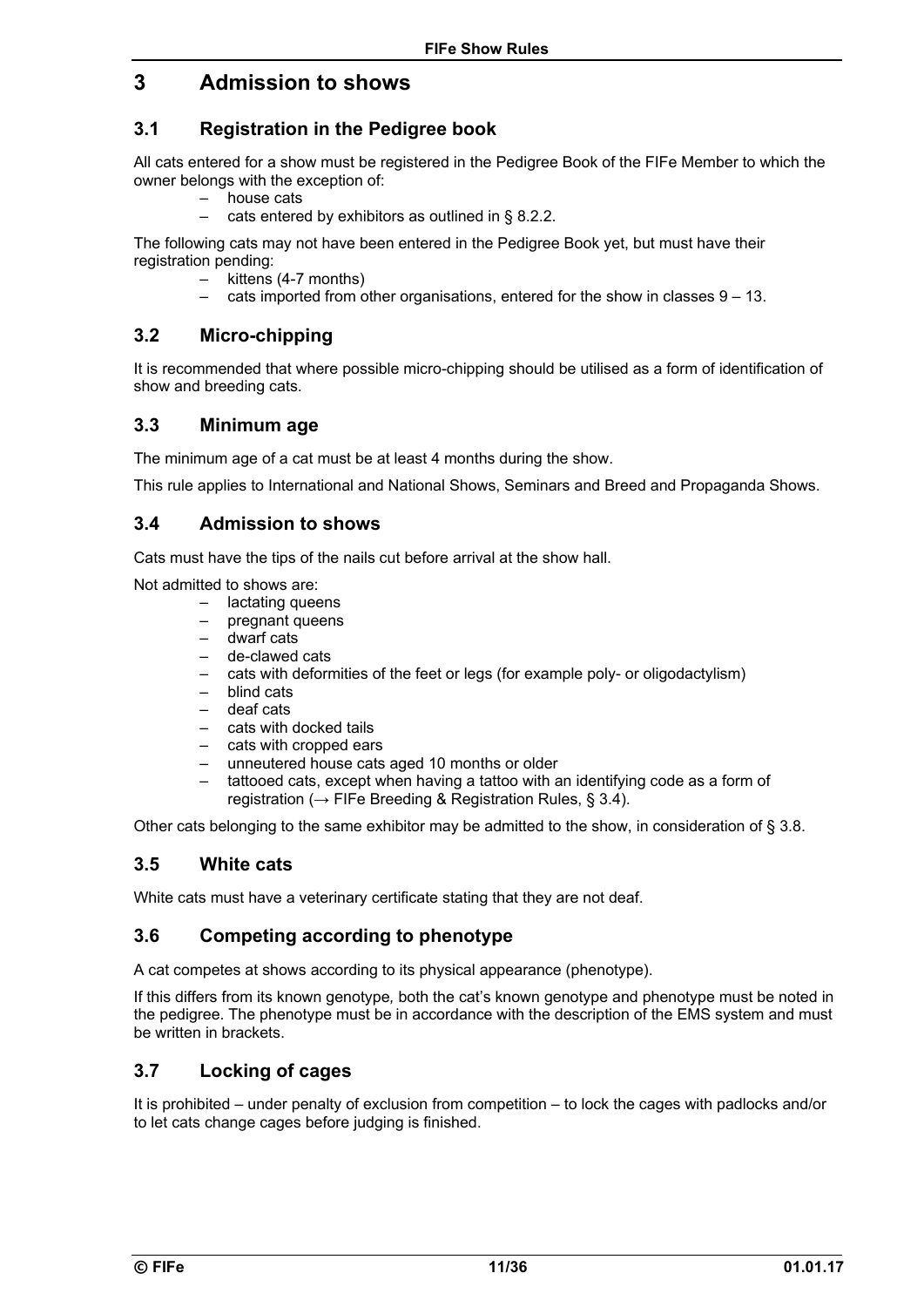# 3 Admission to shows

## 3.1 Registration in the Pedigree book

All cats entered for a show must be registered in the Pedigree Book of the FIFe Member to which the owner belongs with the exception of:

- house cats
- cats entered by exhibitors as outlined in § 8.2.2.

The following cats may not have been entered in the Pedigree Book yet, but must have their registration pending:

- kittens (4-7 months)
- cats imported from other organisations, entered for the show in classes 9 – 13.

## 3.2 Micro-chipping

It is recommended that where possible micro-chipping should be utilised as a form of identification of show and breeding cats.

## 3.3 Minimum age

The minimum age of a cat must be at least 4 months during the show.

This rule applies to International and National Shows, Seminars and Breed and Propaganda Shows.

## 3.4 Admission to shows

Cats must have the tips of the nails cut before arrival at the show hall.

Not admitted to shows are:

- lactating queens
- pregnant queens
- dwarf cats
- de-clawed cats
- cats with deformities of the feet or legs (for example poly- or oligodactylism)
- blind cats
- deaf cats
- cats with docked tails
- cats with cropped ears
- unneutered house cats aged 10 months or older
- tattooed cats, except when having a tattoo with an identifying code as a form of registration (→ FIFe Breeding & Registration Rules, § 3.4).

Other cats belonging to the same exhibitor may be admitted to the show, in consideration of § 3.8.

## 3.5 White cats

White cats must have a veterinary certificate stating that they are not deaf.

## 3.6 Competing according to phenotype

A cat competes at shows according to its physical appearance (phenotype).

If this differs from its known genotype, both the cat's known genotype and phenotype must be noted in the pedigree. The phenotype must be in accordance with the description of the EMS system and must be written in brackets.

## 3.7 Locking of cages

It is prohibited – under penalty of exclusion from competition – to lock the cages with padlocks and/or to let cats change cages before judging is finished.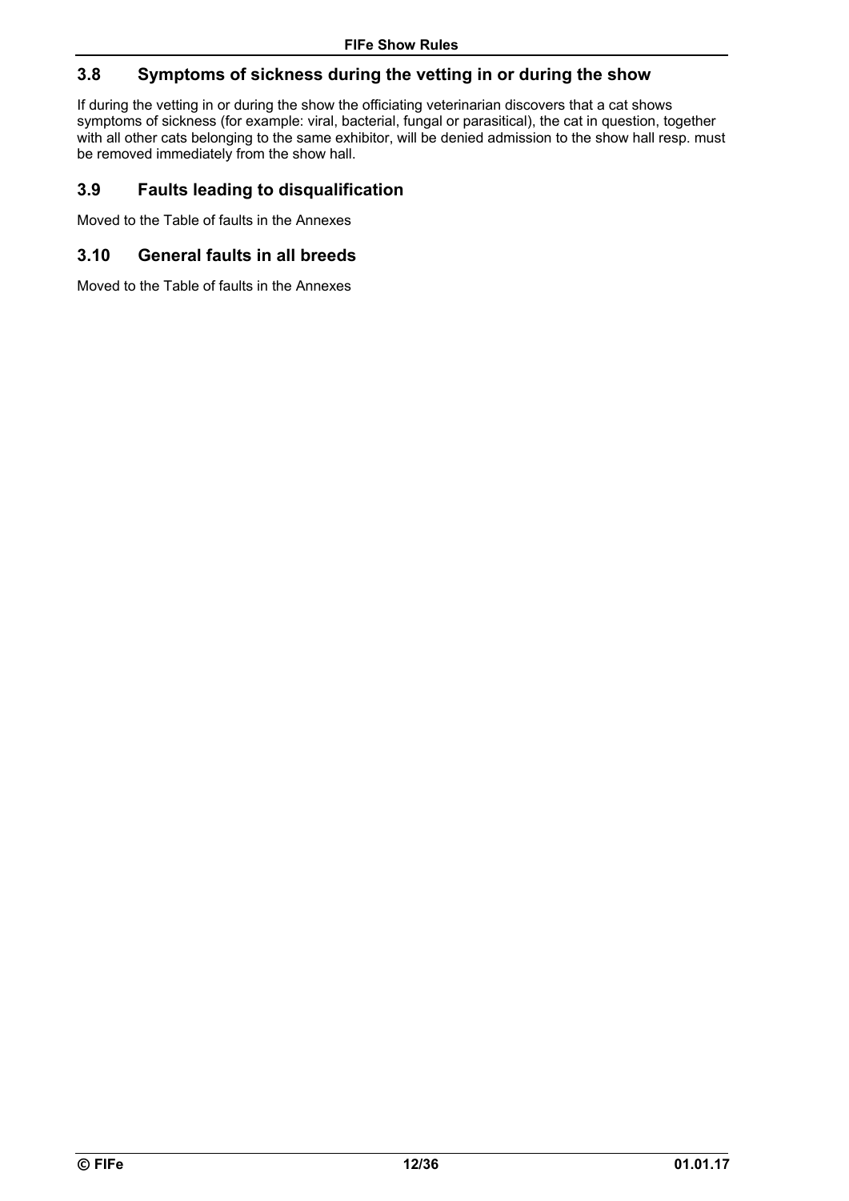## 3.8 Symptoms of sickness during the vetting in or during the show

If during the vetting in or during the show the officiating veterinarian discovers that a cat shows symptoms of sickness (for example: viral, bacterial, fungal or parasitical), the cat in question, together with all other cats belonging to the same exhibitor, will be denied admission to the show hall resp. must be removed immediately from the show hall.

## 3.9 Faults leading to disqualification

Moved to the Table of faults in the Annexes

## 3.10 General faults in all breeds

Moved to the Table of faults in the Annexes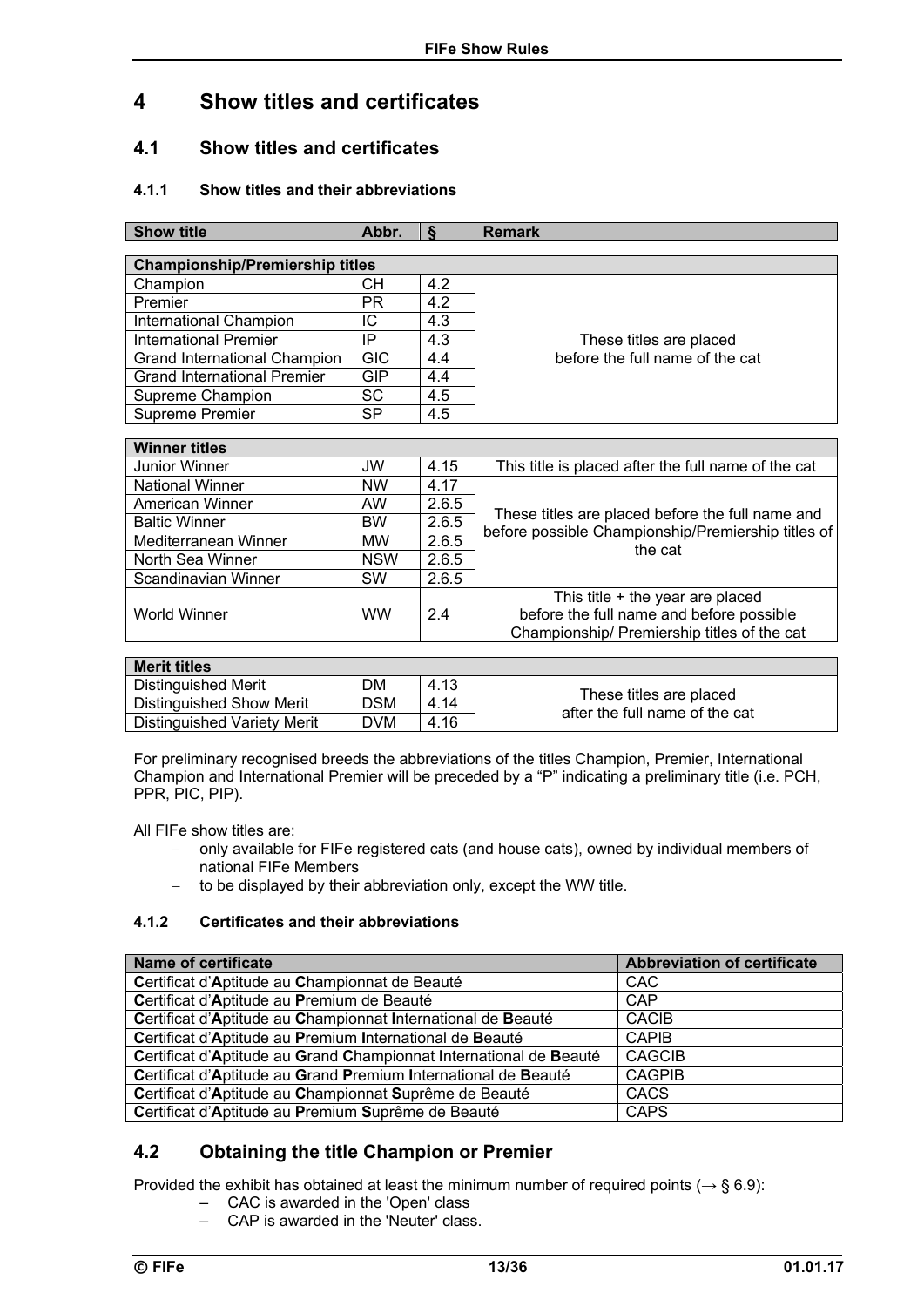# 4 Show titles and certificates

## 4.1 Show titles and certificates

### 4.1.1 Show titles and their abbreviations

| Show title | Abbr. | § | Remark |
|---|---|---|---|
| **Championship/Premiership titles** | | | |
| Champion | CH | 4.2 | These titles are placed before the full name of the cat |
| Premier | PR | 4.2 | |
| International Champion | IC | 4.3 | |
| International Premier | IP | 4.3 | |
| Grand International Champion | GIC | 4.4 | |
| Grand International Premier | GIP | 4.4 | |
| Supreme Champion | SC | 4.5 | |
| Supreme Premier | SP | 4.5 | |
| **Winner titles** | | | |
| Junior Winner | JW | 4.15 | This title is placed after the full name of the cat |
| National Winner | NW | 4.17 | These titles are placed before the full name and before possible Championship/Premiership titles of the cat |
| American Winner | AW | 2.6.5 | |
| Baltic Winner | BW | 2.6.5 | |
| Mediterranean Winner | MW | 2.6.5 | |
| North Sea Winner | NSW | 2.6.5 | |
| Scandinavian Winner | SW | 2.6.5 | |
| World Winner | WW | 2.4 | This title + the year are placed before the full name and before possible Championship/ Premiership titles of the cat |
| **Merit titles** | | | |
| Distinguished Merit | DM | 4.13 | These titles are placed after the full name of the cat |
| Distinguished Show Merit | DSM | 4.14 | |
| Distinguished Variety Merit | DVM | 4.16 | |

For preliminary recognised breeds the abbreviations of the titles Champion, Premier, International Champion and International Premier will be preceded by a "P" indicating a preliminary title (i.e. PCH, PPR, PIC, PIP).

All FIFe show titles are:

- only available for FIFe registered cats (and house cats), owned by individual members of national FIFe Members
- to be displayed by their abbreviation only, except the WW title.

### 4.1.2 Certificates and their abbreviations

| Name of certificate | Abbreviation of certificate |
|---|---|
| **C**ertificat d'**A**ptitude au **C**hampionnat de Beauté | CAC |
| **C**ertificat d'**A**ptitude au **P**remium de Beauté | CAP |
| **C**ertificat d'**A**ptitude au **C**hampionnat **I**nternational de **B**eauté | CACIB |
| **C**ertificat d'**A**ptitude au **P**remium **I**nternational de **B**eauté | CAPIB |
| **C**ertificat d'**A**ptitude au **G**rand **C**hampionnat **I**nternational de **B**eauté | CAGCIB |
| **C**ertificat d'**A**ptitude au **G**rand **P**remium **I**nternational de **B**eauté | CAGPIB |
| **C**ertificat d'**A**ptitude au **C**hampionnat **S**uprême de Beauté | CACS |
| **C**ertificat d'**A**ptitude au **P**remium **S**uprême de Beauté | CAPS |

## 4.2 Obtaining the title Champion or Premier

Provided the exhibit has obtained at least the minimum number of required points (→ § 6.9):

- CAC is awarded in the 'Open' class
- CAP is awarded in the 'Neuter' class.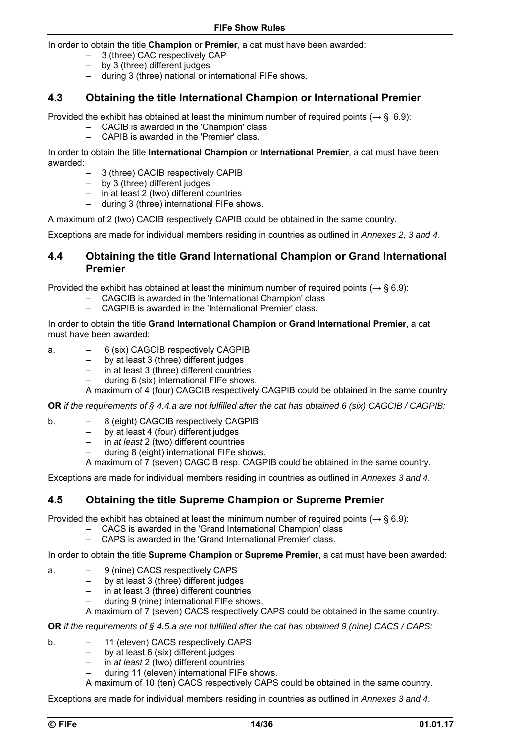In order to obtain the title **Champion** or **Premier**, a cat must have been awarded:

- 3 (three) CAC respectively CAP
- by 3 (three) different judges
- during 3 (three) national or international FIFe shows.

## 4.3 Obtaining the title International Champion or International Premier

Provided the exhibit has obtained at least the minimum number of required points (→ § 6.9):

- CACIB is awarded in the 'Champion' class
- CAPIB is awarded in the 'Premier' class.

In order to obtain the title **International Champion** or **International Premier**, a cat must have been awarded:

- 3 (three) CACIB respectively CAPIB
- by 3 (three) different judges
- in at least 2 (two) different countries
- during 3 (three) international FIFe shows.

A maximum of 2 (two) CACIB respectively CAPIB could be obtained in the same country.

Exceptions are made for individual members residing in countries as outlined in *Annexes 2, 3 and 4*.

## 4.4 Obtaining the title Grand International Champion or Grand International Premier

Provided the exhibit has obtained at least the minimum number of required points (→ § 6.9):

- CAGCIB is awarded in the 'International Champion' class
- CAGPIB is awarded in the 'International Premier' class.

In order to obtain the title **Grand International Champion** or **Grand International Premier**, a cat must have been awarded:

a.
- 6 (six) CAGCIB respectively CAGPIB
- by at least 3 (three) different judges
- in at least 3 (three) different countries
- during 6 (six) international FIFe shows.

A maximum of 4 (four) CAGCIB respectively CAGPIB could be obtained in the same country

**OR** *if the requirements of § 4.4.a are not fulfilled after the cat has obtained 6 (six) CAGCIB / CAGPIB:*

b.
- 8 (eight) CAGCIB respectively CAGPIB
- by at least 4 (four) different judges
- in *at least* 2 (two) different countries
- during 8 (eight) international FIFe shows.

A maximum of 7 (seven) CAGCIB resp. CAGPIB could be obtained in the same country.

Exceptions are made for individual members residing in countries as outlined in *Annexes 3 and 4*.

## 4.5 Obtaining the title Supreme Champion or Supreme Premier

Provided the exhibit has obtained at least the minimum number of required points (→ § 6.9):

- CACS is awarded in the 'Grand International Champion' class
- CAPS is awarded in the 'Grand International Premier' class.

In order to obtain the title **Supreme Champion** or **Supreme Premier**, a cat must have been awarded:

a.
- 9 (nine) CACS respectively CAPS
- by at least 3 (three) different judges
- in at least 3 (three) different countries
- during 9 (nine) international FIFe shows.

A maximum of 7 (seven) CACS respectively CAPS could be obtained in the same country.

**OR** *if the requirements of § 4.5.a are not fulfilled after the cat has obtained 9 (nine) CACS / CAPS:*

b.
- 11 (eleven) CACS respectively CAPS
- by at least 6 (six) different judges
- in *at least* 2 (two) different countries
- during 11 (eleven) international FIFe shows.

A maximum of 10 (ten) CACS respectively CAPS could be obtained in the same country.

Exceptions are made for individual members residing in countries as outlined in *Annexes 3 and 4*.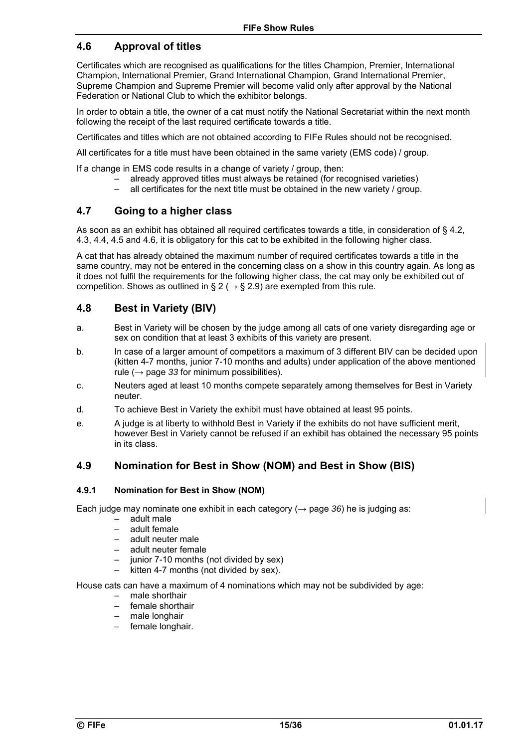## 4.6 Approval of titles

Certificates which are recognised as qualifications for the titles Champion, Premier, International Champion, International Premier, Grand International Champion, Grand International Premier, Supreme Champion and Supreme Premier will become valid only after approval by the National Federation or National Club to which the exhibitor belongs.

In order to obtain a title, the owner of a cat must notify the National Secretariat within the next month following the receipt of the last required certificate towards a title.

Certificates and titles which are not obtained according to FIFe Rules should not be recognised.

All certificates for a title must have been obtained in the same variety (EMS code) / group.

If a change in EMS code results in a change of variety / group, then:

- already approved titles must always be retained (for recognised varieties)
- all certificates for the next title must be obtained in the new variety / group.

## 4.7 Going to a higher class

As soon as an exhibit has obtained all required certificates towards a title, in consideration of § 4.2, 4.3, 4.4, 4.5 and 4.6, it is obligatory for this cat to be exhibited in the following higher class.

A cat that has already obtained the maximum number of required certificates towards a title in the same country, may not be entered in the concerning class on a show in this country again. As long as it does not fulfil the requirements for the following higher class, the cat may only be exhibited out of competition. Shows as outlined in § 2 (→ § 2.9) are exempted from this rule.

## 4.8 Best in Variety (BIV)

a. Best in Variety will be chosen by the judge among all cats of one variety disregarding age or sex on condition that at least 3 exhibits of this variety are present.

b. In case of a larger amount of competitors a maximum of 3 different BIV can be decided upon (kitten 4-7 months, junior 7-10 months and adults) under application of the above mentioned rule (→ page *33* for minimum possibilities).

c. Neuters aged at least 10 months compete separately among themselves for Best in Variety neuter.

d. To achieve Best in Variety the exhibit must have obtained at least 95 points.

e. A judge is at liberty to withhold Best in Variety if the exhibits do not have sufficient merit, however Best in Variety cannot be refused if an exhibit has obtained the necessary 95 points in its class.

## 4.9 Nomination for Best in Show (NOM) and Best in Show (BIS)

### 4.9.1 Nomination for Best in Show (NOM)

Each judge may nominate one exhibit in each category (→ page *36*) he is judging as:

- adult male
- adult female
- adult neuter male
- adult neuter female
- junior 7-10 months (not divided by sex)
- kitten 4-7 months (not divided by sex).

House cats can have a maximum of 4 nominations which may not be subdivided by age:

- male shorthair
- female shorthair
- male longhair
- female longhair.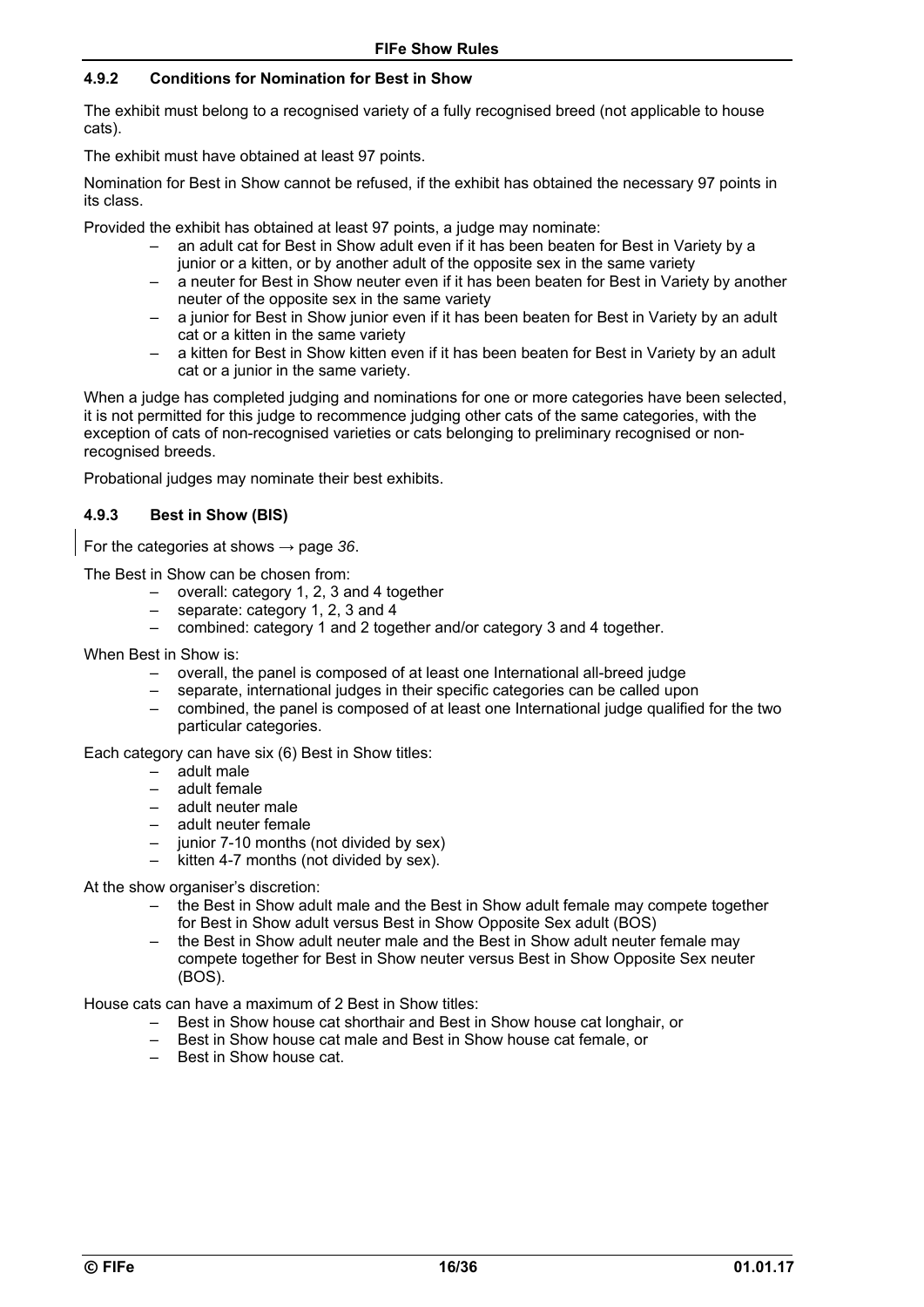#### 4.9.2 Conditions for Nomination for Best in Show

The exhibit must belong to a recognised variety of a fully recognised breed (not applicable to house cats).

The exhibit must have obtained at least 97 points.

Nomination for Best in Show cannot be refused, if the exhibit has obtained the necessary 97 points in its class.

Provided the exhibit has obtained at least 97 points, a judge may nominate:

- an adult cat for Best in Show adult even if it has been beaten for Best in Variety by a junior or a kitten, or by another adult of the opposite sex in the same variety
- a neuter for Best in Show neuter even if it has been beaten for Best in Variety by another neuter of the opposite sex in the same variety
- a junior for Best in Show junior even if it has been beaten for Best in Variety by an adult cat or a kitten in the same variety
- a kitten for Best in Show kitten even if it has been beaten for Best in Variety by an adult cat or a junior in the same variety.

When a judge has completed judging and nominations for one or more categories have been selected, it is not permitted for this judge to recommence judging other cats of the same categories, with the exception of cats of non-recognised varieties or cats belonging to preliminary recognised or non-recognised breeds.

Probational judges may nominate their best exhibits.

#### 4.9.3 Best in Show (BIS)

For the categories at shows → page *36*.

The Best in Show can be chosen from:

- overall: category 1, 2, 3 and 4 together
- separate: category 1, 2, 3 and 4
- combined: category 1 and 2 together and/or category 3 and 4 together.

When Best in Show is:

- overall, the panel is composed of at least one International all-breed judge
- separate, international judges in their specific categories can be called upon
- combined, the panel is composed of at least one International judge qualified for the two particular categories.

Each category can have six (6) Best in Show titles:

- adult male
- adult female
- adult neuter male
- adult neuter female
- junior 7-10 months (not divided by sex)
- kitten 4-7 months (not divided by sex).

At the show organiser's discretion:

- the Best in Show adult male and the Best in Show adult female may compete together for Best in Show adult versus Best in Show Opposite Sex adult (BOS)
- the Best in Show adult neuter male and the Best in Show adult neuter female may compete together for Best in Show neuter versus Best in Show Opposite Sex neuter (BOS).

House cats can have a maximum of 2 Best in Show titles:

- Best in Show house cat shorthair and Best in Show house cat longhair, or
- Best in Show house cat male and Best in Show house cat female, or
- Best in Show house cat.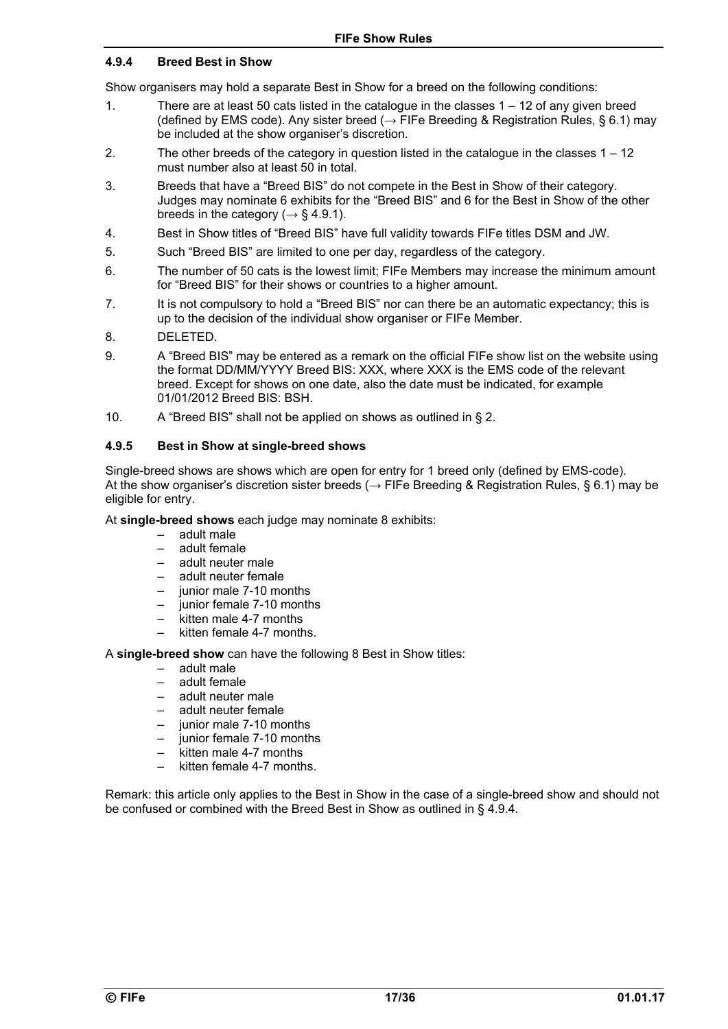#### 4.9.4 Breed Best in Show

Show organisers may hold a separate Best in Show for a breed on the following conditions:

1. There are at least 50 cats listed in the catalogue in the classes 1 – 12 of any given breed (defined by EMS code). Any sister breed (→ FIFe Breeding & Registration Rules, § 6.1) may be included at the show organiser's discretion.
2. The other breeds of the category in question listed in the catalogue in the classes 1 – 12 must number also at least 50 in total.
3. Breeds that have a "Breed BIS" do not compete in the Best in Show of their category. Judges may nominate 6 exhibits for the "Breed BIS" and 6 for the Best in Show of the other breeds in the category (→ § 4.9.1).
4. Best in Show titles of "Breed BIS" have full validity towards FIFe titles DSM and JW.
5. Such "Breed BIS" are limited to one per day, regardless of the category.
6. The number of 50 cats is the lowest limit; FIFe Members may increase the minimum amount for "Breed BIS" for their shows or countries to a higher amount.
7. It is not compulsory to hold a "Breed BIS" nor can there be an automatic expectancy; this is up to the decision of the individual show organiser or FIFe Member.
8. DELETED.
9. A "Breed BIS" may be entered as a remark on the official FIFe show list on the website using the format DD/MM/YYYY Breed BIS: XXX, where XXX is the EMS code of the relevant breed. Except for shows on one date, also the date must be indicated, for example 01/01/2012 Breed BIS: BSH.
10. A "Breed BIS" shall not be applied on shows as outlined in § 2.

#### 4.9.5 Best in Show at single-breed shows

Single-breed shows are shows which are open for entry for 1 breed only (defined by EMS-code). At the show organiser's discretion sister breeds (→ FIFe Breeding & Registration Rules, § 6.1) may be eligible for entry.

At **single-breed shows** each judge may nominate 8 exhibits:

- adult male
- adult female
- adult neuter male
- adult neuter female
- junior male 7-10 months
- junior female 7-10 months
- kitten male 4-7 months
- kitten female 4-7 months.

A **single-breed show** can have the following 8 Best in Show titles:

- adult male
- adult female
- adult neuter male
- adult neuter female
- junior male 7-10 months
- junior female 7-10 months
- kitten male 4-7 months
- kitten female 4-7 months.

Remark: this article only applies to the Best in Show in the case of a single-breed show and should not be confused or combined with the Breed Best in Show as outlined in § 4.9.4.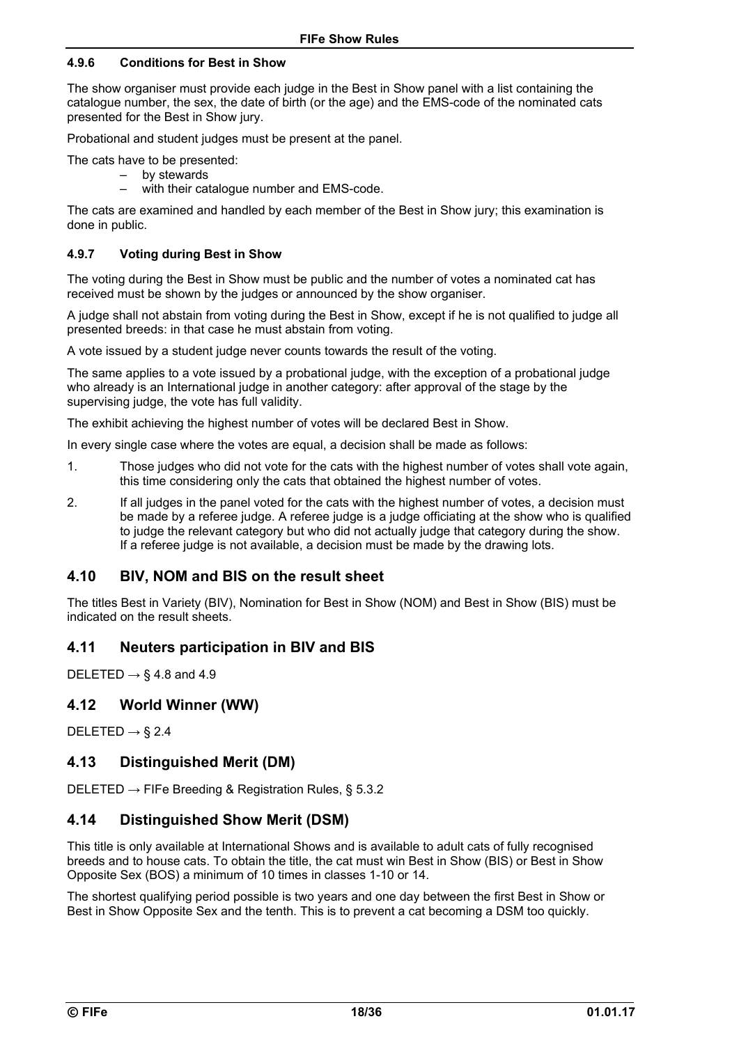#### 4.9.6 Conditions for Best in Show

The show organiser must provide each judge in the Best in Show panel with a list containing the catalogue number, the sex, the date of birth (or the age) and the EMS-code of the nominated cats presented for the Best in Show jury.

Probational and student judges must be present at the panel.

The cats have to be presented:

- by stewards
- with their catalogue number and EMS-code.

The cats are examined and handled by each member of the Best in Show jury; this examination is done in public.

#### 4.9.7 Voting during Best in Show

The voting during the Best in Show must be public and the number of votes a nominated cat has received must be shown by the judges or announced by the show organiser.

A judge shall not abstain from voting during the Best in Show, except if he is not qualified to judge all presented breeds: in that case he must abstain from voting.

A vote issued by a student judge never counts towards the result of the voting.

The same applies to a vote issued by a probational judge, with the exception of a probational judge who already is an International judge in another category: after approval of the stage by the supervising judge, the vote has full validity.

The exhibit achieving the highest number of votes will be declared Best in Show.

In every single case where the votes are equal, a decision shall be made as follows:

1. Those judges who did not vote for the cats with the highest number of votes shall vote again, this time considering only the cats that obtained the highest number of votes.
2. If all judges in the panel voted for the cats with the highest number of votes, a decision must be made by a referee judge. A referee judge is a judge officiating at the show who is qualified to judge the relevant category but who did not actually judge that category during the show. If a referee judge is not available, a decision must be made by the drawing lots.

## 4.10 BIV, NOM and BIS on the result sheet

The titles Best in Variety (BIV), Nomination for Best in Show (NOM) and Best in Show (BIS) must be indicated on the result sheets.

## 4.11 Neuters participation in BIV and BIS

DELETED → § 4.8 and 4.9

## 4.12 World Winner (WW)

DELETED → § 2.4

## 4.13 Distinguished Merit (DM)

DELETED → FIFe Breeding & Registration Rules, § 5.3.2

## 4.14 Distinguished Show Merit (DSM)

This title is only available at International Shows and is available to adult cats of fully recognised breeds and to house cats. To obtain the title, the cat must win Best in Show (BIS) or Best in Show Opposite Sex (BOS) a minimum of 10 times in classes 1-10 or 14.

The shortest qualifying period possible is two years and one day between the first Best in Show or Best in Show Opposite Sex and the tenth. This is to prevent a cat becoming a DSM too quickly.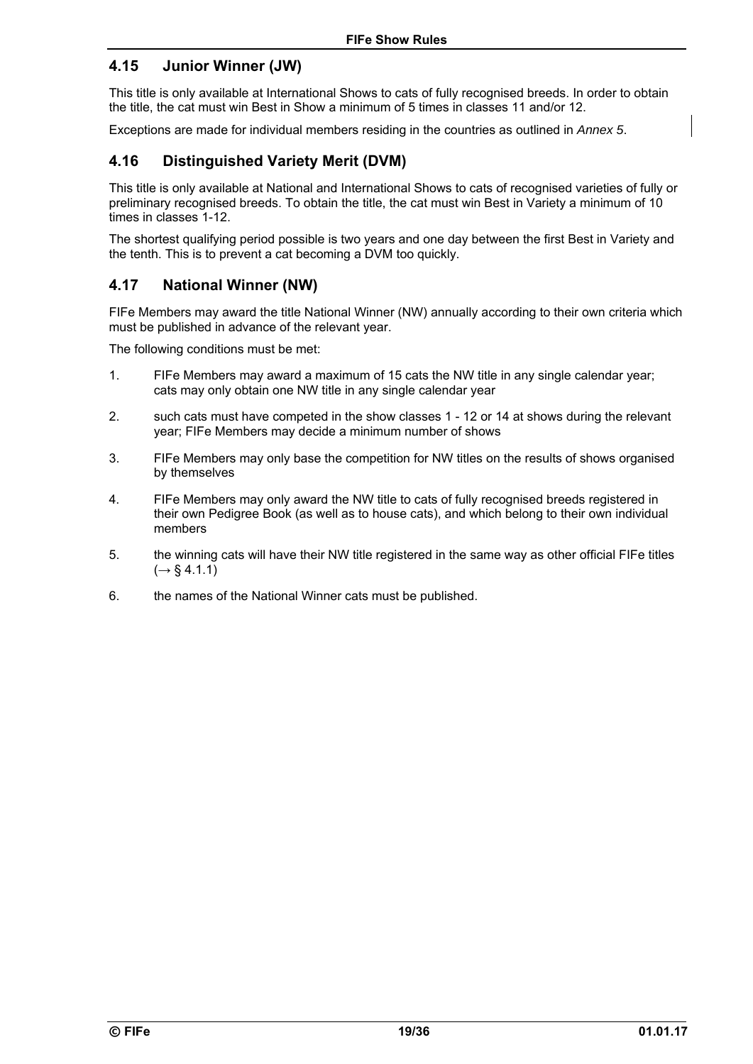## 4.15 Junior Winner (JW)

This title is only available at International Shows to cats of fully recognised breeds. In order to obtain the title, the cat must win Best in Show a minimum of 5 times in classes 11 and/or 12.

Exceptions are made for individual members residing in the countries as outlined in *Annex 5*.

## 4.16 Distinguished Variety Merit (DVM)

This title is only available at National and International Shows to cats of recognised varieties of fully or preliminary recognised breeds. To obtain the title, the cat must win Best in Variety a minimum of 10 times in classes 1-12.

The shortest qualifying period possible is two years and one day between the first Best in Variety and the tenth. This is to prevent a cat becoming a DVM too quickly.

## 4.17 National Winner (NW)

FIFe Members may award the title National Winner (NW) annually according to their own criteria which must be published in advance of the relevant year.

The following conditions must be met:

1. FIFe Members may award a maximum of 15 cats the NW title in any single calendar year; cats may only obtain one NW title in any single calendar year
2. such cats must have competed in the show classes 1 - 12 or 14 at shows during the relevant year; FIFe Members may decide a minimum number of shows
3. FIFe Members may only base the competition for NW titles on the results of shows organised by themselves
4. FIFe Members may only award the NW title to cats of fully recognised breeds registered in their own Pedigree Book (as well as to house cats), and which belong to their own individual members
5. the winning cats will have their NW title registered in the same way as other official FIFe titles (→ § 4.1.1)
6. the names of the National Winner cats must be published.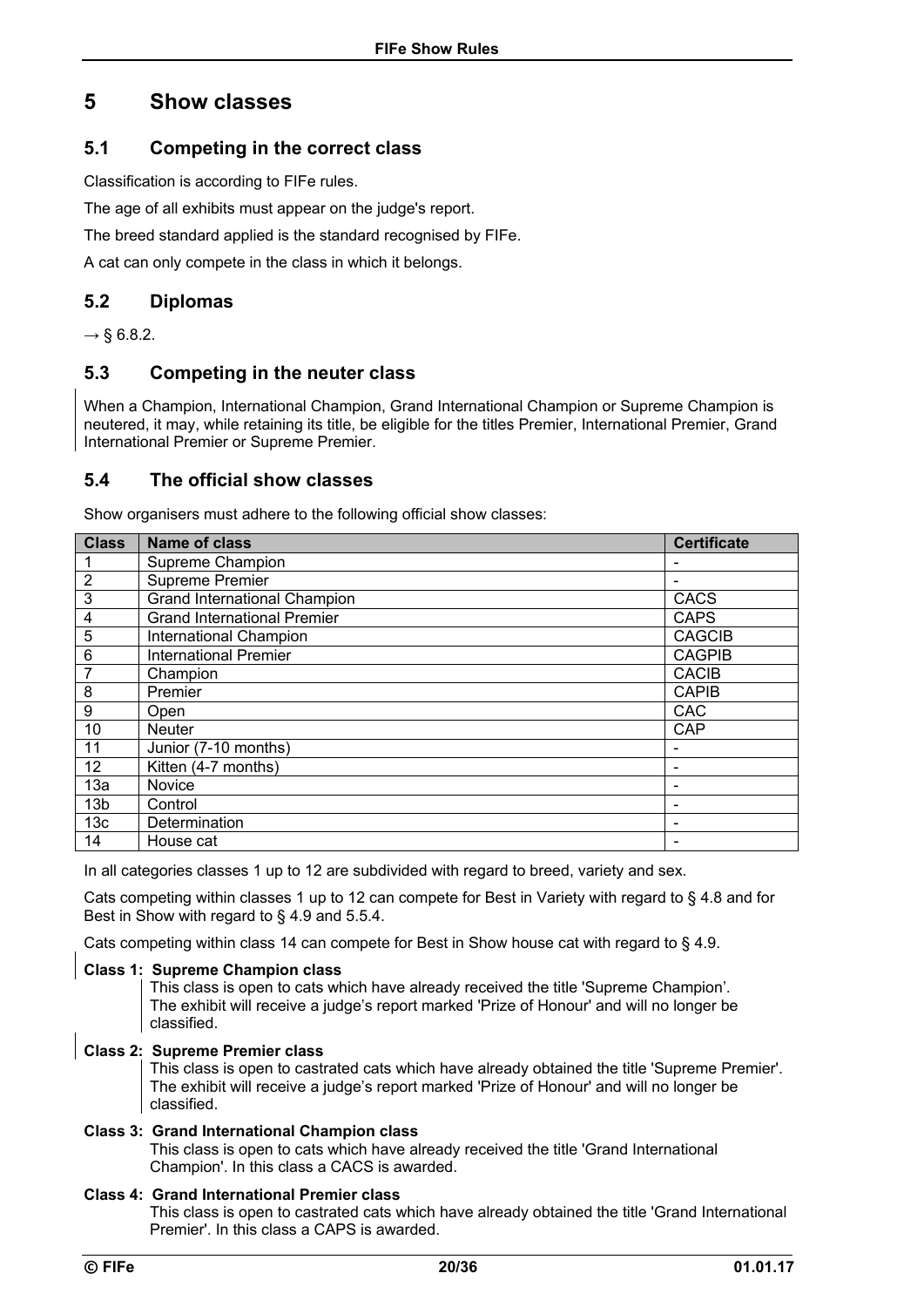# 5 Show classes

## 5.1 Competing in the correct class

Classification is according to FIFe rules.

The age of all exhibits must appear on the judge's report.

The breed standard applied is the standard recognised by FIFe.

A cat can only compete in the class in which it belongs.

## 5.2 Diplomas

→ § 6.8.2.

## 5.3 Competing in the neuter class

When a Champion, International Champion, Grand International Champion or Supreme Champion is neutered, it may, while retaining its title, be eligible for the titles Premier, International Premier, Grand International Premier or Supreme Premier.

## 5.4 The official show classes

Show organisers must adhere to the following official show classes:

| Class | Name of class | Certificate |
|---|---|---|
| 1 | Supreme Champion | - |
| 2 | Supreme Premier | - |
| 3 | Grand International Champion | CACS |
| 4 | Grand International Premier | CAPS |
| 5 | International Champion | CAGCIB |
| 6 | International Premier | CAGPIB |
| 7 | Champion | CACIB |
| 8 | Premier | CAPIB |
| 9 | Open | CAC |
| 10 | Neuter | CAP |
| 11 | Junior (7-10 months) | - |
| 12 | Kitten (4-7 months) | - |
| 13a | Novice | - |
| 13b | Control | - |
| 13c | Determination | - |
| 14 | House cat | - |

In all categories classes 1 up to 12 are subdivided with regard to breed, variety and sex.

Cats competing within classes 1 up to 12 can compete for Best in Variety with regard to § 4.8 and for Best in Show with regard to § 4.9 and 5.5.4.

Cats competing within class 14 can compete for Best in Show house cat with regard to § 4.9.

**Class 1: Supreme Champion class**

This class is open to cats which have already received the title 'Supreme Champion'. The exhibit will receive a judge's report marked 'Prize of Honour' and will no longer be classified.

**Class 2: Supreme Premier class**

This class is open to castrated cats which have already obtained the title 'Supreme Premier'. The exhibit will receive a judge's report marked 'Prize of Honour' and will no longer be classified.

**Class 3: Grand International Champion class**

This class is open to cats which have already received the title 'Grand International Champion'. In this class a CACS is awarded.

**Class 4: Grand International Premier class**

This class is open to castrated cats which have already obtained the title 'Grand International Premier'. In this class a CAPS is awarded.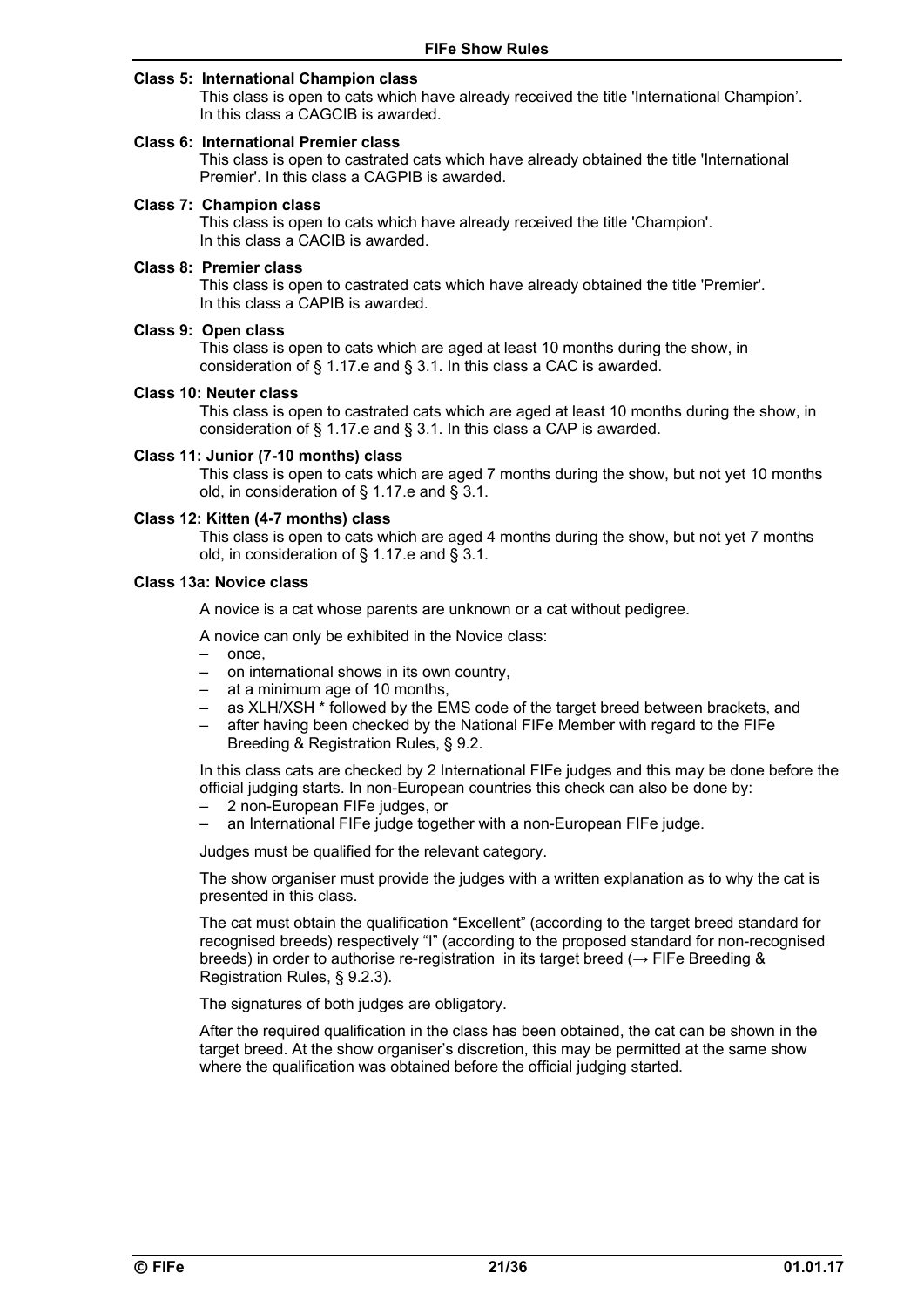**Class 5: International Champion class**

This class is open to cats which have already received the title 'International Champion'. In this class a CAGCIB is awarded.

**Class 6: International Premier class**

This class is open to castrated cats which have already obtained the title 'International Premier'. In this class a CAGPIB is awarded.

**Class 7: Champion class**

This class is open to cats which have already received the title 'Champion'. In this class a CACIB is awarded.

**Class 8: Premier class**

This class is open to castrated cats which have already obtained the title 'Premier'. In this class a CAPIB is awarded.

**Class 9: Open class**

This class is open to cats which are aged at least 10 months during the show, in consideration of § 1.17.e and § 3.1. In this class a CAC is awarded.

**Class 10: Neuter class**

This class is open to castrated cats which are aged at least 10 months during the show, in consideration of § 1.17.e and § 3.1. In this class a CAP is awarded.

**Class 11: Junior (7-10 months) class**

This class is open to cats which are aged 7 months during the show, but not yet 10 months old, in consideration of § 1.17.e and § 3.1.

**Class 12: Kitten (4-7 months) class**

This class is open to cats which are aged 4 months during the show, but not yet 7 months old, in consideration of § 1.17.e and § 3.1.

**Class 13a: Novice class**

A novice is a cat whose parents are unknown or a cat without pedigree.

A novice can only be exhibited in the Novice class:

- once,
- on international shows in its own country,
- at a minimum age of 10 months,
- as XLH/XSH * followed by the EMS code of the target breed between brackets, and
- after having been checked by the National FIFe Member with regard to the FIFe Breeding & Registration Rules, § 9.2.

In this class cats are checked by 2 International FIFe judges and this may be done before the official judging starts. In non-European countries this check can also be done by:

- 2 non-European FIFe judges, or
- an International FIFe judge together with a non-European FIFe judge.

Judges must be qualified for the relevant category.

The show organiser must provide the judges with a written explanation as to why the cat is presented in this class.

The cat must obtain the qualification "Excellent" (according to the target breed standard for recognised breeds) respectively "I" (according to the proposed standard for non-recognised breeds) in order to authorise re-registration in its target breed (→ FIFe Breeding & Registration Rules, § 9.2.3).

The signatures of both judges are obligatory.

After the required qualification in the class has been obtained, the cat can be shown in the target breed. At the show organiser's discretion, this may be permitted at the same show where the qualification was obtained before the official judging started.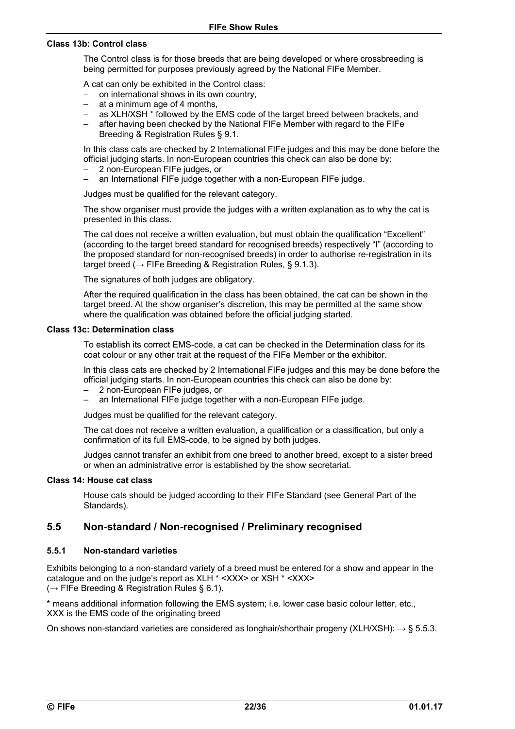**Class 13b: Control class**

The Control class is for those breeds that are being developed or where crossbreeding is being permitted for purposes previously agreed by the National FIFe Member.

A cat can only be exhibited in the Control class:

- on international shows in its own country,
- at a minimum age of 4 months,
- as XLH/XSH * followed by the EMS code of the target breed between brackets, and
- after having been checked by the National FIFe Member with regard to the FIFe Breeding & Registration Rules § 9.1.

In this class cats are checked by 2 International FIFe judges and this may be done before the official judging starts. In non-European countries this check can also be done by:

- 2 non-European FIFe judges, or
- an International FIFe judge together with a non-European FIFe judge.

Judges must be qualified for the relevant category.

The show organiser must provide the judges with a written explanation as to why the cat is presented in this class.

The cat does not receive a written evaluation, but must obtain the qualification “Excellent” (according to the target breed standard for recognised breeds) respectively “I” (according to the proposed standard for non-recognised breeds) in order to authorise re-registration in its target breed (→ FIFe Breeding & Registration Rules, § 9.1.3).

The signatures of both judges are obligatory.

After the required qualification in the class has been obtained, the cat can be shown in the target breed. At the show organiser’s discretion, this may be permitted at the same show where the qualification was obtained before the official judging started.

**Class 13c: Determination class**

To establish its correct EMS-code, a cat can be checked in the Determination class for its coat colour or any other trait at the request of the FIFe Member or the exhibitor.

In this class cats are checked by 2 International FIFe judges and this may be done before the official judging starts. In non-European countries this check can also be done by:

- 2 non-European FIFe judges, or
- an International FIFe judge together with a non-European FIFe judge.

Judges must be qualified for the relevant category.

The cat does not receive a written evaluation, a qualification or a classification, but only a confirmation of its full EMS-code, to be signed by both judges.

Judges cannot transfer an exhibit from one breed to another breed, except to a sister breed or when an administrative error is established by the show secretariat.

**Class 14: House cat class**

House cats should be judged according to their FIFe Standard (see General Part of the Standards).

## 5.5 Non-standard / Non-recognised / Preliminary recognised

### 5.5.1 Non-standard varieties

Exhibits belonging to a non-standard variety of a breed must be entered for a show and appear in the catalogue and on the judge’s report as XLH * <XXX> or XSH * <XXX> (→ FIFe Breeding & Registration Rules § 6.1).

* means additional information following the EMS system; i.e. lower case basic colour letter, etc., XXX is the EMS code of the originating breed

On shows non-standard varieties are considered as longhair/shorthair progeny (XLH/XSH): → § 5.5.3.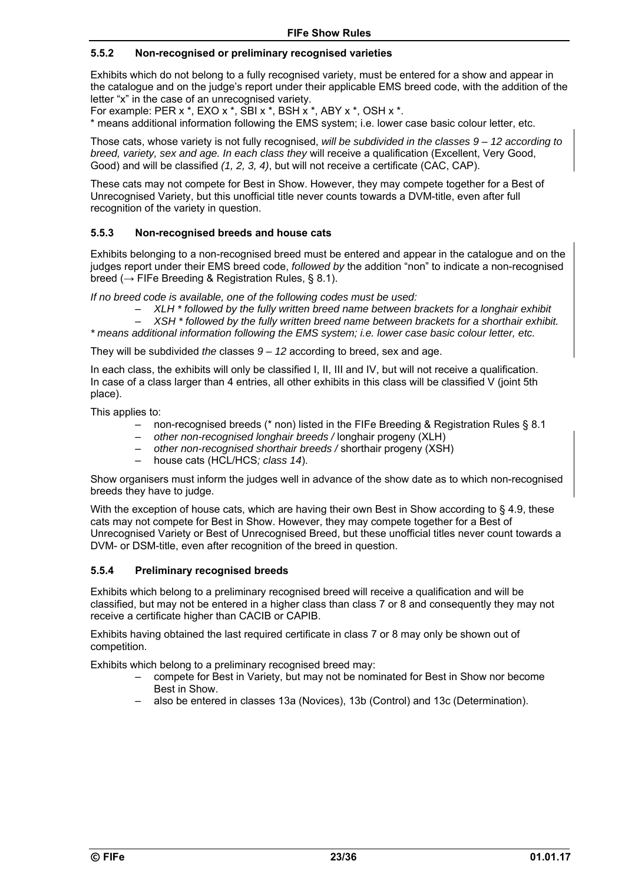### 5.5.2 Non-recognised or preliminary recognised varieties

Exhibits which do not belong to a fully recognised variety, must be entered for a show and appear in the catalogue and on the judge's report under their applicable EMS breed code, with the addition of the letter "x" in the case of an unrecognised variety.
For example: PER x *, EXO x *, SBI x *, BSH x *, ABY x *, OSH x *.
* means additional information following the EMS system; i.e. lower case basic colour letter, etc.

Those cats, whose variety is not fully recognised, *will be subdivided in the classes 9 – 12 according to breed, variety, sex and age. In each class they* will receive a qualification (Excellent, Very Good, Good) and will be classified *(1, 2, 3, 4)*, but will not receive a certificate (CAC, CAP).

These cats may not compete for Best in Show. However, they may compete together for a Best of Unrecognised Variety, but this unofficial title never counts towards a DVM-title, even after full recognition of the variety in question.

### 5.5.3 Non-recognised breeds and house cats

Exhibits belonging to a non-recognised breed must be entered and appear in the catalogue and on the judges report under their EMS breed code, *followed by* the addition "non" to indicate a non-recognised breed (→ FIFe Breeding & Registration Rules, § 8.1).

*If no breed code is available, one of the following codes must be used:*

- *XLH * followed by the fully written breed name between brackets for a longhair exhibit*
- *XSH * followed by the fully written breed name between brackets for a shorthair exhibit.*

** means additional information following the EMS system; i.e. lower case basic colour letter, etc.*

They will be subdivided *the* classes *9 – 12* according to breed, sex and age.

In each class, the exhibits will only be classified I, II, III and IV, but will not receive a qualification. In case of a class larger than 4 entries, all other exhibits in this class will be classified V (joint 5th place).

This applies to:

- non-recognised breeds (* non) listed in the FIFe Breeding & Registration Rules § 8.1
- *other non-recognised longhair breeds /* longhair progeny (XLH)
- *other non-recognised shorthair breeds /* shorthair progeny (XSH)
- house cats (HCL/HCS*; class 14*).

Show organisers must inform the judges well in advance of the show date as to which non-recognised breeds they have to judge.

With the exception of house cats, which are having their own Best in Show according to § 4.9, these cats may not compete for Best in Show. However, they may compete together for a Best of Unrecognised Variety or Best of Unrecognised Breed, but these unofficial titles never count towards a DVM- or DSM-title, even after recognition of the breed in question.

### 5.5.4 Preliminary recognised breeds

Exhibits which belong to a preliminary recognised breed will receive a qualification and will be classified, but may not be entered in a higher class than class 7 or 8 and consequently they may not receive a certificate higher than CACIB or CAPIB.

Exhibits having obtained the last required certificate in class 7 or 8 may only be shown out of competition.

Exhibits which belong to a preliminary recognised breed may:

- compete for Best in Variety, but may not be nominated for Best in Show nor become Best in Show.
- also be entered in classes 13a (Novices), 13b (Control) and 13c (Determination).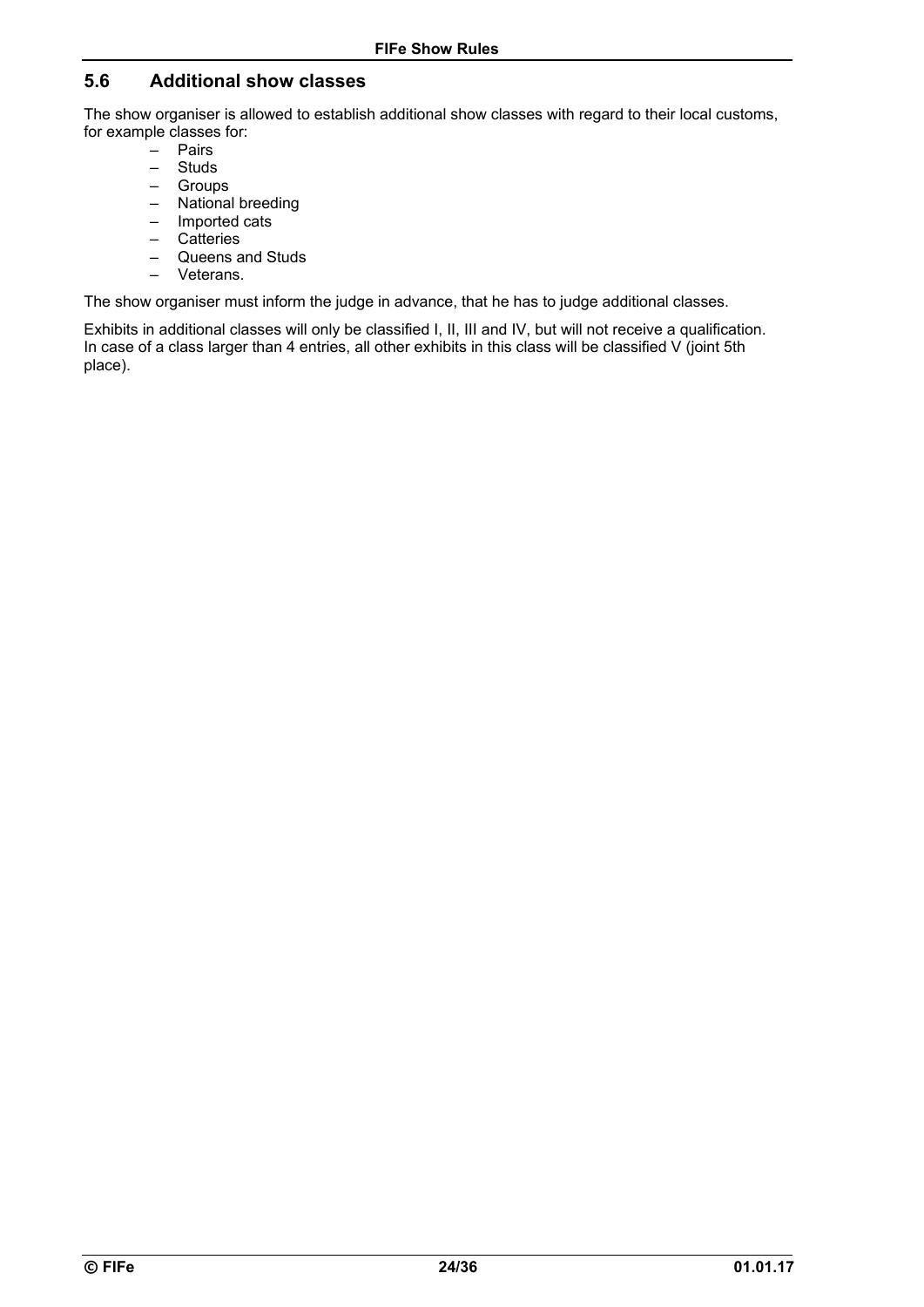## 5.6 Additional show classes

The show organiser is allowed to establish additional show classes with regard to their local customs, for example classes for:

- Pairs
- Studs
- Groups
- National breeding
- Imported cats
- Catteries
- Queens and Studs
- Veterans.

The show organiser must inform the judge in advance, that he has to judge additional classes.

Exhibits in additional classes will only be classified I, II, III and IV, but will not receive a qualification. In case of a class larger than 4 entries, all other exhibits in this class will be classified V (joint 5th place).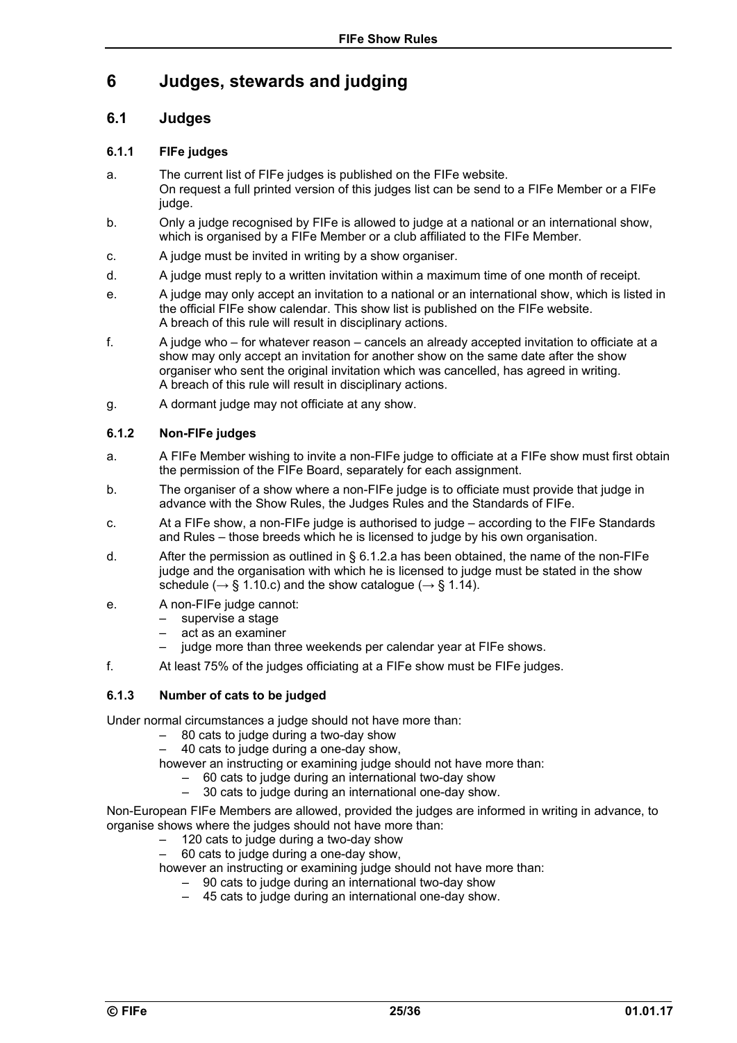# 6 Judges, stewards and judging

## 6.1 Judges

### 6.1.1 FIFe judges

a. The current list of FIFe judges is published on the FIFe website.
On request a full printed version of this judges list can be send to a FIFe Member or a FIFe judge.

b. Only a judge recognised by FIFe is allowed to judge at a national or an international show, which is organised by a FIFe Member or a club affiliated to the FIFe Member.

c. A judge must be invited in writing by a show organiser.

d. A judge must reply to a written invitation within a maximum time of one month of receipt.

e. A judge may only accept an invitation to a national or an international show, which is listed in the official FIFe show calendar. This show list is published on the FIFe website.
A breach of this rule will result in disciplinary actions.

f. A judge who – for whatever reason – cancels an already accepted invitation to officiate at a show may only accept an invitation for another show on the same date after the show organiser who sent the original invitation which was cancelled, has agreed in writing.
A breach of this rule will result in disciplinary actions.

g. A dormant judge may not officiate at any show.

### 6.1.2 Non-FIFe judges

a. A FIFe Member wishing to invite a non-FIFe judge to officiate at a FIFe show must first obtain the permission of the FIFe Board, separately for each assignment.

b. The organiser of a show where a non-FIFe judge is to officiate must provide that judge in advance with the Show Rules, the Judges Rules and the Standards of FIFe.

c. At a FIFe show, a non-FIFe judge is authorised to judge – according to the FIFe Standards and Rules – those breeds which he is licensed to judge by his own organisation.

d. After the permission as outlined in § 6.1.2.a has been obtained, the name of the non-FIFe judge and the organisation with which he is licensed to judge must be stated in the show schedule (→ § 1.10.c) and the show catalogue (→ § 1.14).

e. A non-FIFe judge cannot:
   - supervise a stage
   - act as an examiner
   - judge more than three weekends per calendar year at FIFe shows.

f. At least 75% of the judges officiating at a FIFe show must be FIFe judges.

### 6.1.3 Number of cats to be judged

Under normal circumstances a judge should not have more than:

- 80 cats to judge during a two-day show
- 40 cats to judge during a one-day show,

however an instructing or examining judge should not have more than:

- 60 cats to judge during an international two-day show
- 30 cats to judge during an international one-day show.

Non-European FIFe Members are allowed, provided the judges are informed in writing in advance, to organise shows where the judges should not have more than:

- 120 cats to judge during a two-day show
- 60 cats to judge during a one-day show,

however an instructing or examining judge should not have more than:

- 90 cats to judge during an international two-day show
- 45 cats to judge during an international one-day show.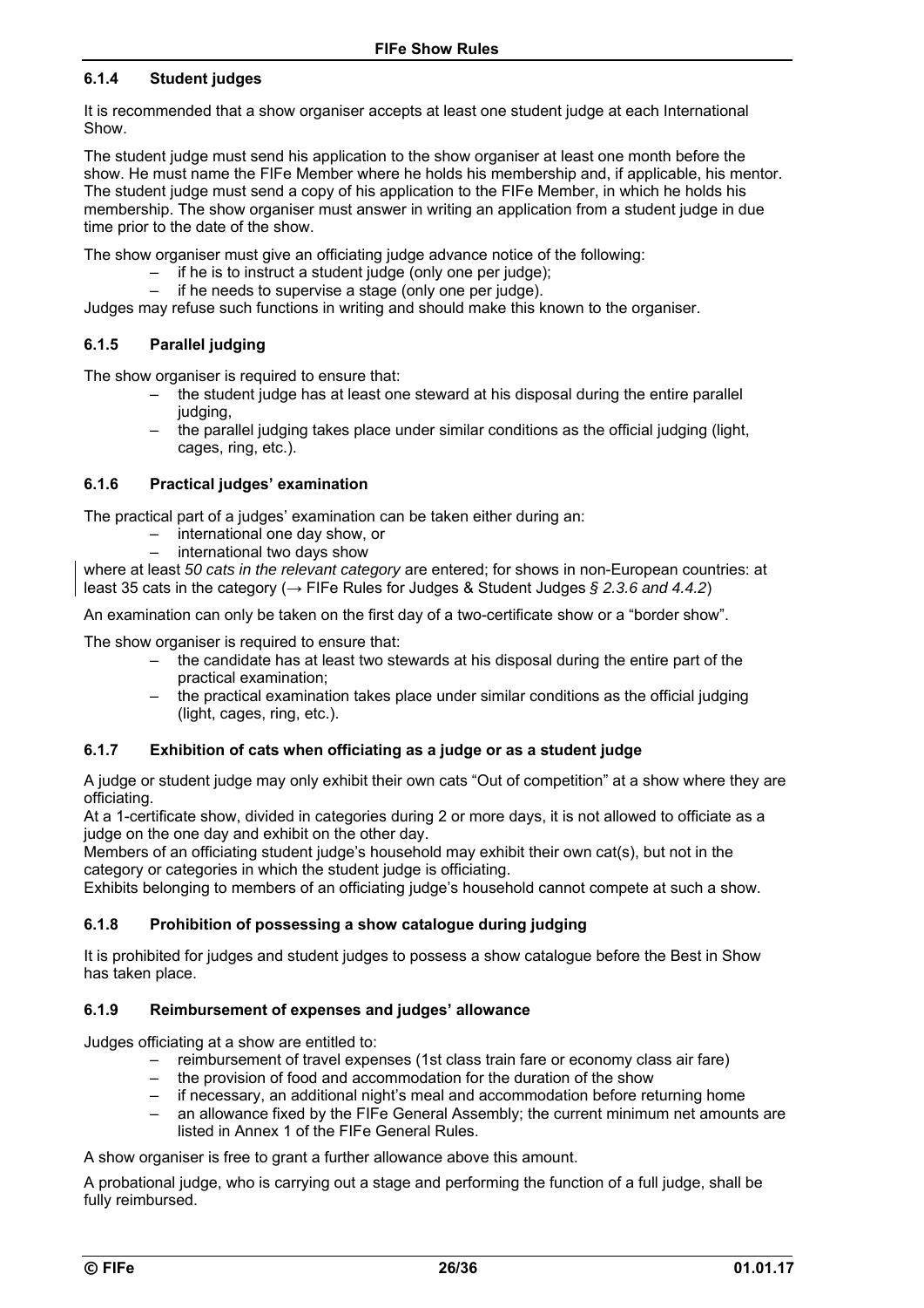### 6.1.4 Student judges

It is recommended that a show organiser accepts at least one student judge at each International Show.

The student judge must send his application to the show organiser at least one month before the show. He must name the FIFe Member where he holds his membership and, if applicable, his mentor. The student judge must send a copy of his application to the FIFe Member, in which he holds his membership. The show organiser must answer in writing an application from a student judge in due time prior to the date of the show.

The show organiser must give an officiating judge advance notice of the following:

- if he is to instruct a student judge (only one per judge);
- if he needs to supervise a stage (only one per judge).

Judges may refuse such functions in writing and should make this known to the organiser.

### 6.1.5 Parallel judging

The show organiser is required to ensure that:

- the student judge has at least one steward at his disposal during the entire parallel judging,
- the parallel judging takes place under similar conditions as the official judging (light, cages, ring, etc.).

### 6.1.6 Practical judges' examination

The practical part of a judges' examination can be taken either during an:

- international one day show, or
- international two days show

where at least *50 cats in the relevant category* are entered; for shows in non-European countries: at least 35 cats in the category (→ FIFe Rules for Judges & Student Judges *§ 2.3.6 and 4.4.2*)

An examination can only be taken on the first day of a two-certificate show or a "border show".

The show organiser is required to ensure that:

- the candidate has at least two stewards at his disposal during the entire part of the practical examination;
- the practical examination takes place under similar conditions as the official judging (light, cages, ring, etc.).

### 6.1.7 Exhibition of cats when officiating as a judge or as a student judge

A judge or student judge may only exhibit their own cats "Out of competition" at a show where they are officiating.
At a 1-certificate show, divided in categories during 2 or more days, it is not allowed to officiate as a judge on the one day and exhibit on the other day.
Members of an officiating student judge's household may exhibit their own cat(s), but not in the category or categories in which the student judge is officiating.
Exhibits belonging to members of an officiating judge's household cannot compete at such a show.

### 6.1.8 Prohibition of possessing a show catalogue during judging

It is prohibited for judges and student judges to possess a show catalogue before the Best in Show has taken place.

### 6.1.9 Reimbursement of expenses and judges' allowance

Judges officiating at a show are entitled to:

- reimbursement of travel expenses (1st class train fare or economy class air fare)
- the provision of food and accommodation for the duration of the show
- if necessary, an additional night's meal and accommodation before returning home
- an allowance fixed by the FIFe General Assembly; the current minimum net amounts are listed in Annex 1 of the FIFe General Rules.

A show organiser is free to grant a further allowance above this amount.

A probational judge, who is carrying out a stage and performing the function of a full judge, shall be fully reimbursed.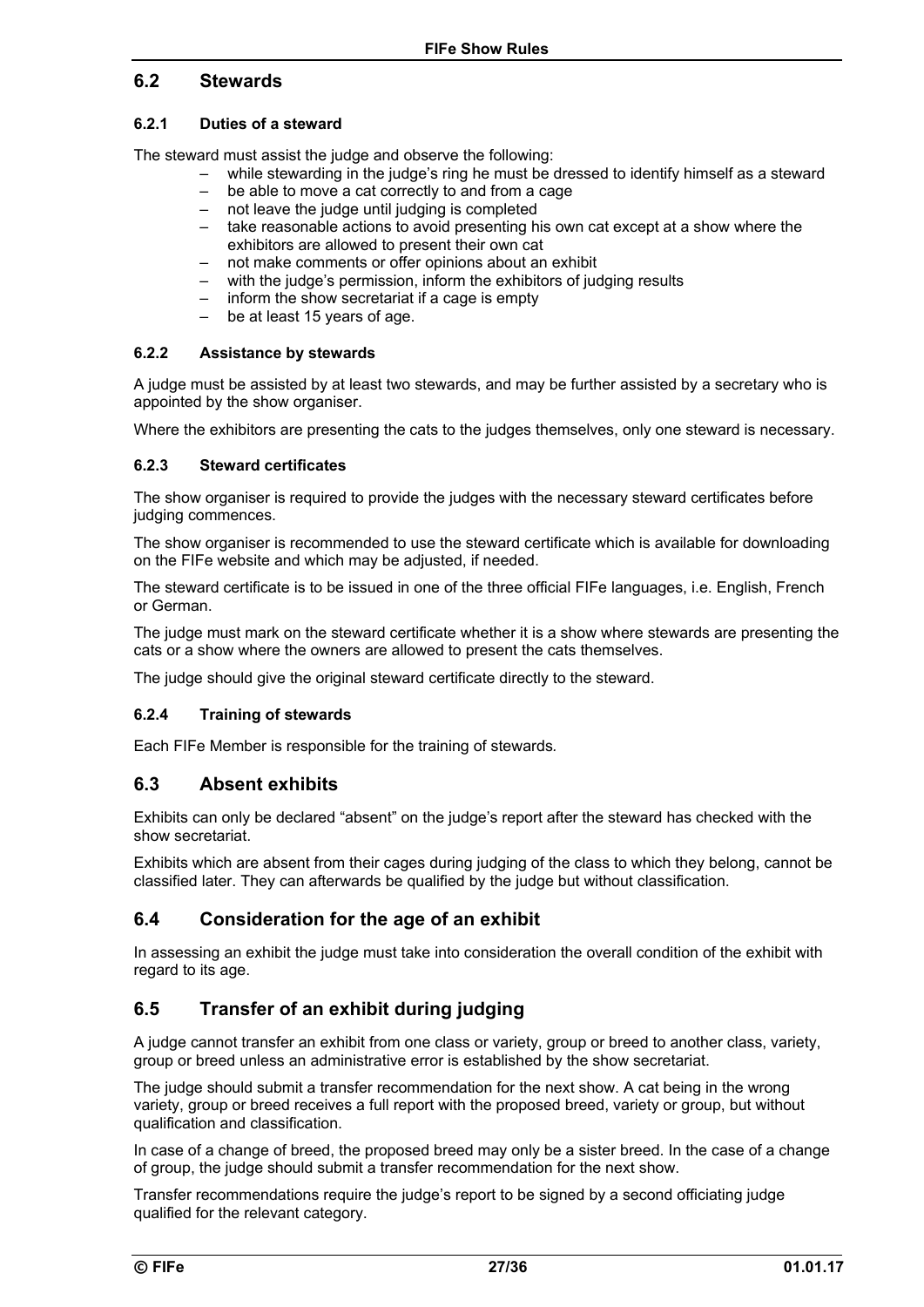## 6.2 Stewards

### 6.2.1 Duties of a steward

The steward must assist the judge and observe the following:

- while stewarding in the judge's ring he must be dressed to identify himself as a steward
- be able to move a cat correctly to and from a cage
- not leave the judge until judging is completed
- take reasonable actions to avoid presenting his own cat except at a show where the exhibitors are allowed to present their own cat
- not make comments or offer opinions about an exhibit
- with the judge's permission, inform the exhibitors of judging results
- inform the show secretariat if a cage is empty
- be at least 15 years of age.

### 6.2.2 Assistance by stewards

A judge must be assisted by at least two stewards, and may be further assisted by a secretary who is appointed by the show organiser.

Where the exhibitors are presenting the cats to the judges themselves, only one steward is necessary.

### 6.2.3 Steward certificates

The show organiser is required to provide the judges with the necessary steward certificates before judging commences.

The show organiser is recommended to use the steward certificate which is available for downloading on the FIFe website and which may be adjusted, if needed.

The steward certificate is to be issued in one of the three official FIFe languages, i.e. English, French or German.

The judge must mark on the steward certificate whether it is a show where stewards are presenting the cats or a show where the owners are allowed to present the cats themselves.

The judge should give the original steward certificate directly to the steward.

### 6.2.4 Training of stewards

Each FIFe Member is responsible for the training of stewards.

## 6.3 Absent exhibits

Exhibits can only be declared "absent" on the judge's report after the steward has checked with the show secretariat.

Exhibits which are absent from their cages during judging of the class to which they belong, cannot be classified later. They can afterwards be qualified by the judge but without classification.

## 6.4 Consideration for the age of an exhibit

In assessing an exhibit the judge must take into consideration the overall condition of the exhibit with regard to its age.

## 6.5 Transfer of an exhibit during judging

A judge cannot transfer an exhibit from one class or variety, group or breed to another class, variety, group or breed unless an administrative error is established by the show secretariat.

The judge should submit a transfer recommendation for the next show. A cat being in the wrong variety, group or breed receives a full report with the proposed breed, variety or group, but without qualification and classification.

In case of a change of breed, the proposed breed may only be a sister breed. In the case of a change of group, the judge should submit a transfer recommendation for the next show.

Transfer recommendations require the judge's report to be signed by a second officiating judge qualified for the relevant category.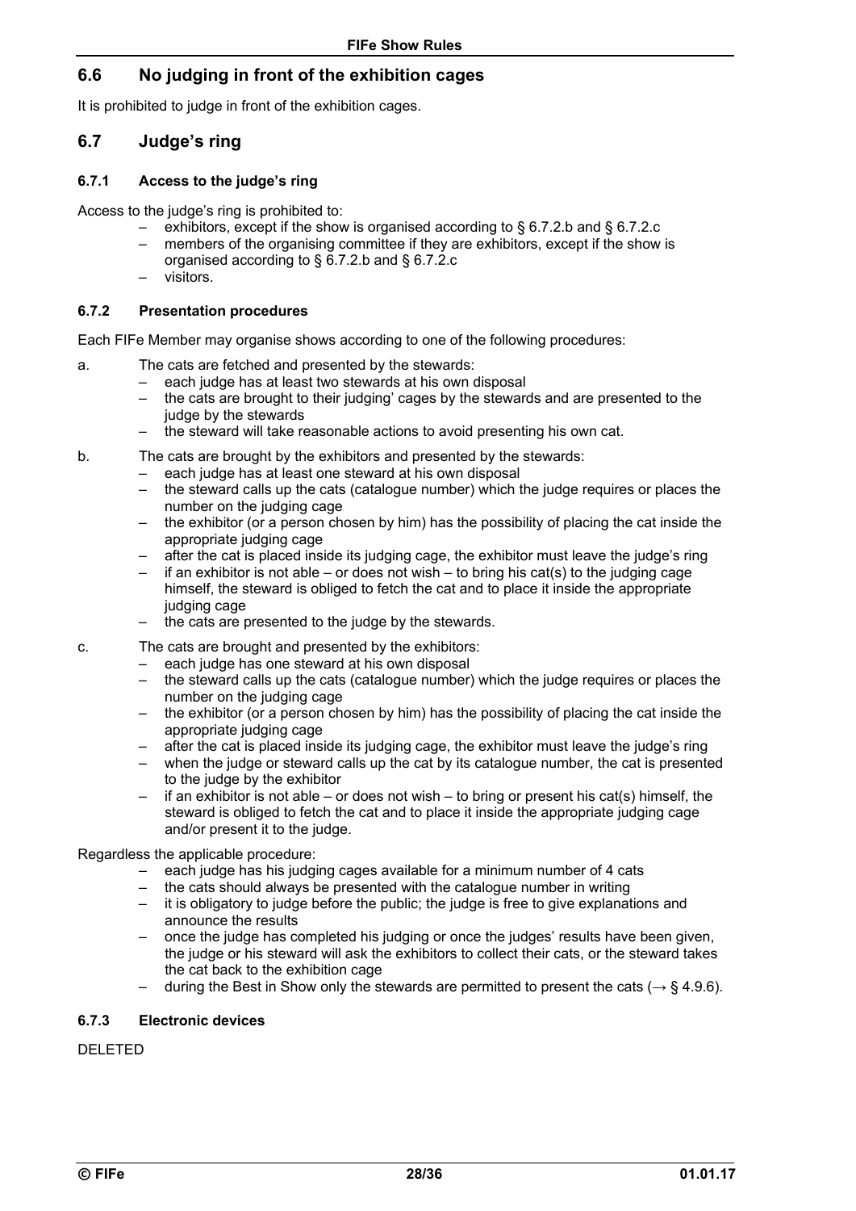## 6.6 No judging in front of the exhibition cages

It is prohibited to judge in front of the exhibition cages.

## 6.7 Judge's ring

### 6.7.1 Access to the judge's ring

Access to the judge's ring is prohibited to:

- exhibitors, except if the show is organised according to § 6.7.2.b and § 6.7.2.c
- members of the organising committee if they are exhibitors, except if the show is organised according to § 6.7.2.b and § 6.7.2.c
- visitors.

### 6.7.2 Presentation procedures

Each FIFe Member may organise shows according to one of the following procedures:

a. The cats are fetched and presented by the stewards:
   - each judge has at least two stewards at his own disposal
   - the cats are brought to their judging' cages by the stewards and are presented to the judge by the stewards
   - the steward will take reasonable actions to avoid presenting his own cat.

b. The cats are brought by the exhibitors and presented by the stewards:
   - each judge has at least one steward at his own disposal
   - the steward calls up the cats (catalogue number) which the judge requires or places the number on the judging cage
   - the exhibitor (or a person chosen by him) has the possibility of placing the cat inside the appropriate judging cage
   - after the cat is placed inside its judging cage, the exhibitor must leave the judge's ring
   - if an exhibitor is not able – or does not wish – to bring his cat(s) to the judging cage himself, the steward is obliged to fetch the cat and to place it inside the appropriate judging cage
   - the cats are presented to the judge by the stewards.

c. The cats are brought and presented by the exhibitors:
   - each judge has one steward at his own disposal
   - the steward calls up the cats (catalogue number) which the judge requires or places the number on the judging cage
   - the exhibitor (or a person chosen by him) has the possibility of placing the cat inside the appropriate judging cage
   - after the cat is placed inside its judging cage, the exhibitor must leave the judge's ring
   - when the judge or steward calls up the cat by its catalogue number, the cat is presented to the judge by the exhibitor
   - if an exhibitor is not able – or does not wish – to bring or present his cat(s) himself, the steward is obliged to fetch the cat and to place it inside the appropriate judging cage and/or present it to the judge.

Regardless the applicable procedure:

- each judge has his judging cages available for a minimum number of 4 cats
- the cats should always be presented with the catalogue number in writing
- it is obligatory to judge before the public; the judge is free to give explanations and announce the results
- once the judge has completed his judging or once the judges' results have been given, the judge or his steward will ask the exhibitors to collect their cats, or the steward takes the cat back to the exhibition cage
- during the Best in Show only the stewards are permitted to present the cats (→ § 4.9.6).

### 6.7.3 Electronic devices

DELETED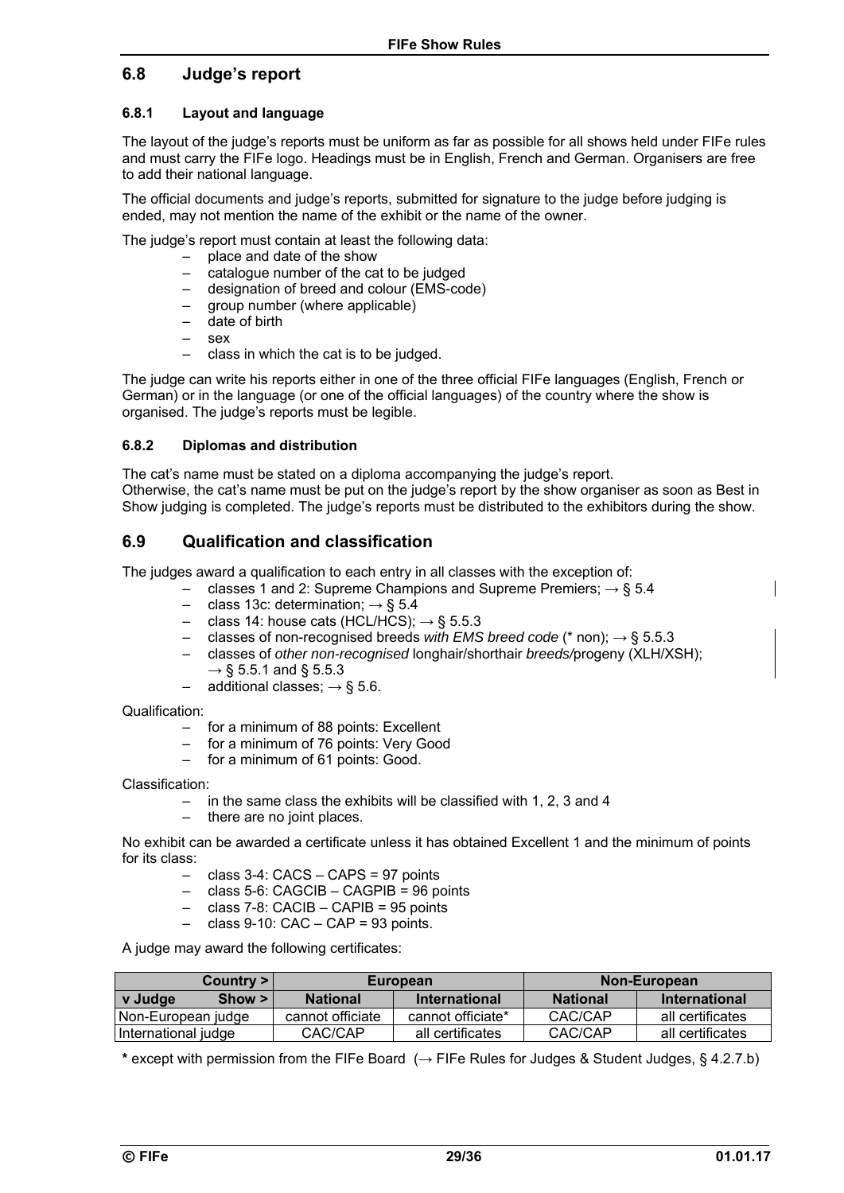## 6.8 Judge's report

### 6.8.1 Layout and language

The layout of the judge's reports must be uniform as far as possible for all shows held under FIFe rules and must carry the FIFe logo. Headings must be in English, French and German. Organisers are free to add their national language.

The official documents and judge's reports, submitted for signature to the judge before judging is ended, may not mention the name of the exhibit or the name of the owner.

The judge's report must contain at least the following data:

- place and date of the show
- catalogue number of the cat to be judged
- designation of breed and colour (EMS-code)
- group number (where applicable)
- date of birth
- sex
- class in which the cat is to be judged.

The judge can write his reports either in one of the three official FIFe languages (English, French or German) or in the language (or one of the official languages) of the country where the show is organised. The judge's reports must be legible.

### 6.8.2 Diplomas and distribution

The cat's name must be stated on a diploma accompanying the judge's report.
Otherwise, the cat's name must be put on the judge's report by the show organiser as soon as Best in Show judging is completed. The judge's reports must be distributed to the exhibitors during the show.

## 6.9 Qualification and classification

The judges award a qualification to each entry in all classes with the exception of:

- classes 1 and 2: Supreme Champions and Supreme Premiers; → § 5.4
- class 13c: determination; → § 5.4
- class 14: house cats (HCL/HCS); → § 5.5.3
- classes of non-recognised breeds *with EMS breed code* (* non); → § 5.5.3
- classes of *other non-recognised* longhair/shorthair *breeds/*progeny (XLH/XSH); → § 5.5.1 and § 5.5.3
- additional classes; → § 5.6.

Qualification:

- for a minimum of 88 points: Excellent
- for a minimum of 76 points: Very Good
- for a minimum of 61 points: Good.

Classification:

- in the same class the exhibits will be classified with 1, 2, 3 and 4
- there are no joint places.

No exhibit can be awarded a certificate unless it has obtained Excellent 1 and the minimum of points for its class:

- class 3-4: CACS – CAPS = 97 points
- class 5-6: CAGCIB – CAGPIB = 96 points
- class 7-8: CACIB – CAPIB = 95 points
- class 9-10: CAC – CAP = 93 points.

A judge may award the following certificates:

| Country > | European | | Non-European | |
|---|---|---|---|---|
| v Judge Show > | National | International | National | International |
| Non-European judge | cannot officiate | cannot officiate* | CAC/CAP | all certificates |
| International judge | CAC/CAP | all certificates | CAC/CAP | all certificates |

**\*** except with permission from the FIFe Board (→ FIFe Rules for Judges & Student Judges, § 4.2.7.b)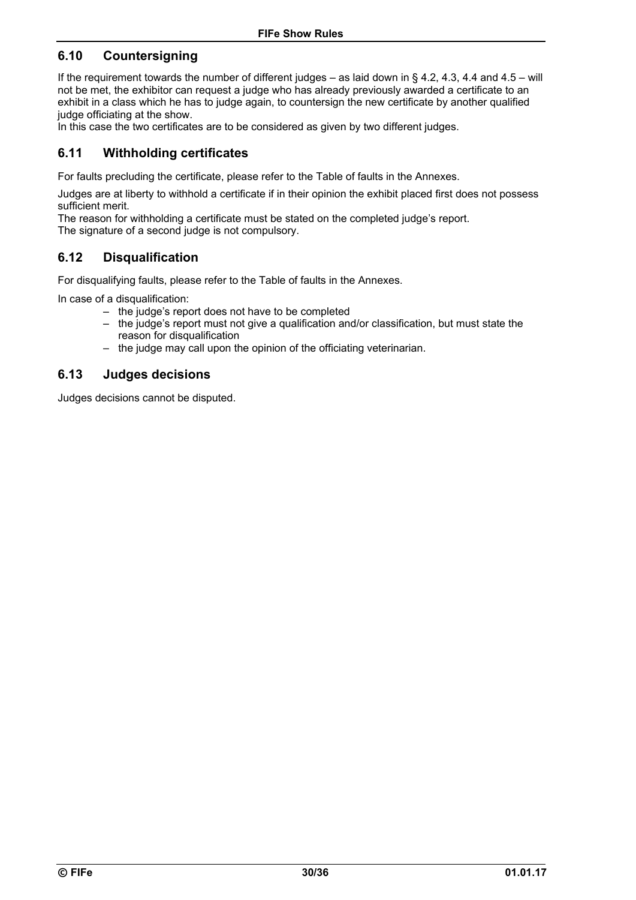## 6.10 Countersigning

If the requirement towards the number of different judges – as laid down in § 4.2, 4.3, 4.4 and 4.5 – will not be met, the exhibitor can request a judge who has already previously awarded a certificate to an exhibit in a class which he has to judge again, to countersign the new certificate by another qualified judge officiating at the show.
In this case the two certificates are to be considered as given by two different judges.

## 6.11 Withholding certificates

For faults precluding the certificate, please refer to the Table of faults in the Annexes.

Judges are at liberty to withhold a certificate if in their opinion the exhibit placed first does not possess sufficient merit.
The reason for withholding a certificate must be stated on the completed judge's report.
The signature of a second judge is not compulsory.

## 6.12 Disqualification

For disqualifying faults, please refer to the Table of faults in the Annexes.

In case of a disqualification:

- the judge's report does not have to be completed
- the judge's report must not give a qualification and/or classification, but must state the reason for disqualification
- the judge may call upon the opinion of the officiating veterinarian.

## 6.13 Judges decisions

Judges decisions cannot be disputed.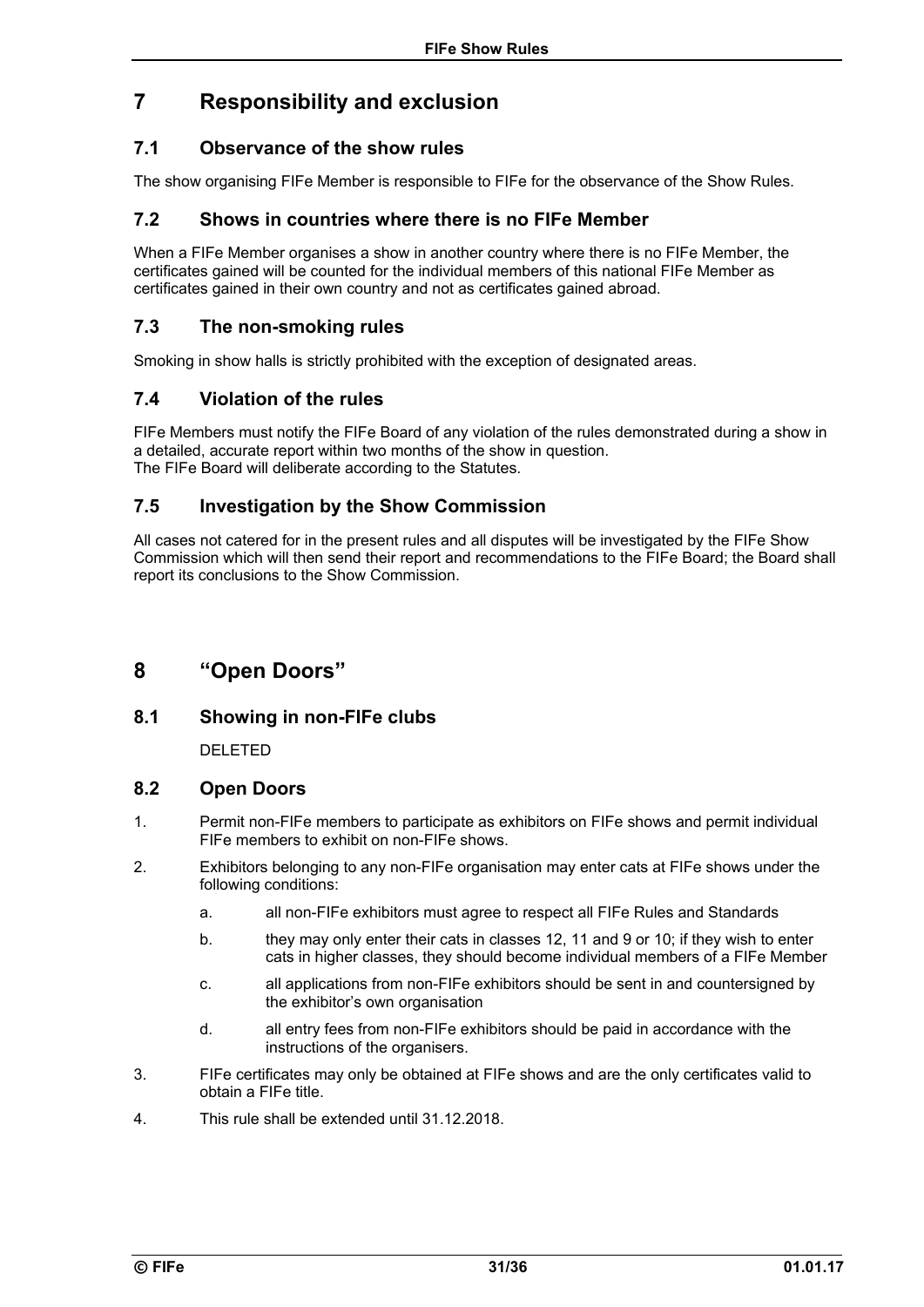# 7 Responsibility and exclusion

## 7.1 Observance of the show rules

The show organising FIFe Member is responsible to FIFe for the observance of the Show Rules.

## 7.2 Shows in countries where there is no FIFe Member

When a FIFe Member organises a show in another country where there is no FIFe Member, the certificates gained will be counted for the individual members of this national FIFe Member as certificates gained in their own country and not as certificates gained abroad.

## 7.3 The non-smoking rules

Smoking in show halls is strictly prohibited with the exception of designated areas.

## 7.4 Violation of the rules

FIFe Members must notify the FIFe Board of any violation of the rules demonstrated during a show in a detailed, accurate report within two months of the show in question.
The FIFe Board will deliberate according to the Statutes.

## 7.5 Investigation by the Show Commission

All cases not catered for in the present rules and all disputes will be investigated by the FIFe Show Commission which will then send their report and recommendations to the FIFe Board; the Board shall report its conclusions to the Show Commission.

# 8 "Open Doors"

## 8.1 Showing in non-FIFe clubs

DELETED

## 8.2 Open Doors

1. Permit non-FIFe members to participate as exhibitors on FIFe shows and permit individual FIFe members to exhibit on non-FIFe shows.
2. Exhibitors belonging to any non-FIFe organisation may enter cats at FIFe shows under the following conditions:
   a. all non-FIFe exhibitors must agree to respect all FIFe Rules and Standards
   b. they may only enter their cats in classes 12, 11 and 9 or 10; if they wish to enter cats in higher classes, they should become individual members of a FIFe Member
   c. all applications from non-FIFe exhibitors should be sent in and countersigned by the exhibitor's own organisation
   d. all entry fees from non-FIFe exhibitors should be paid in accordance with the instructions of the organisers.
3. FIFe certificates may only be obtained at FIFe shows and are the only certificates valid to obtain a FIFe title.
4. This rule shall be extended until 31.12.2018.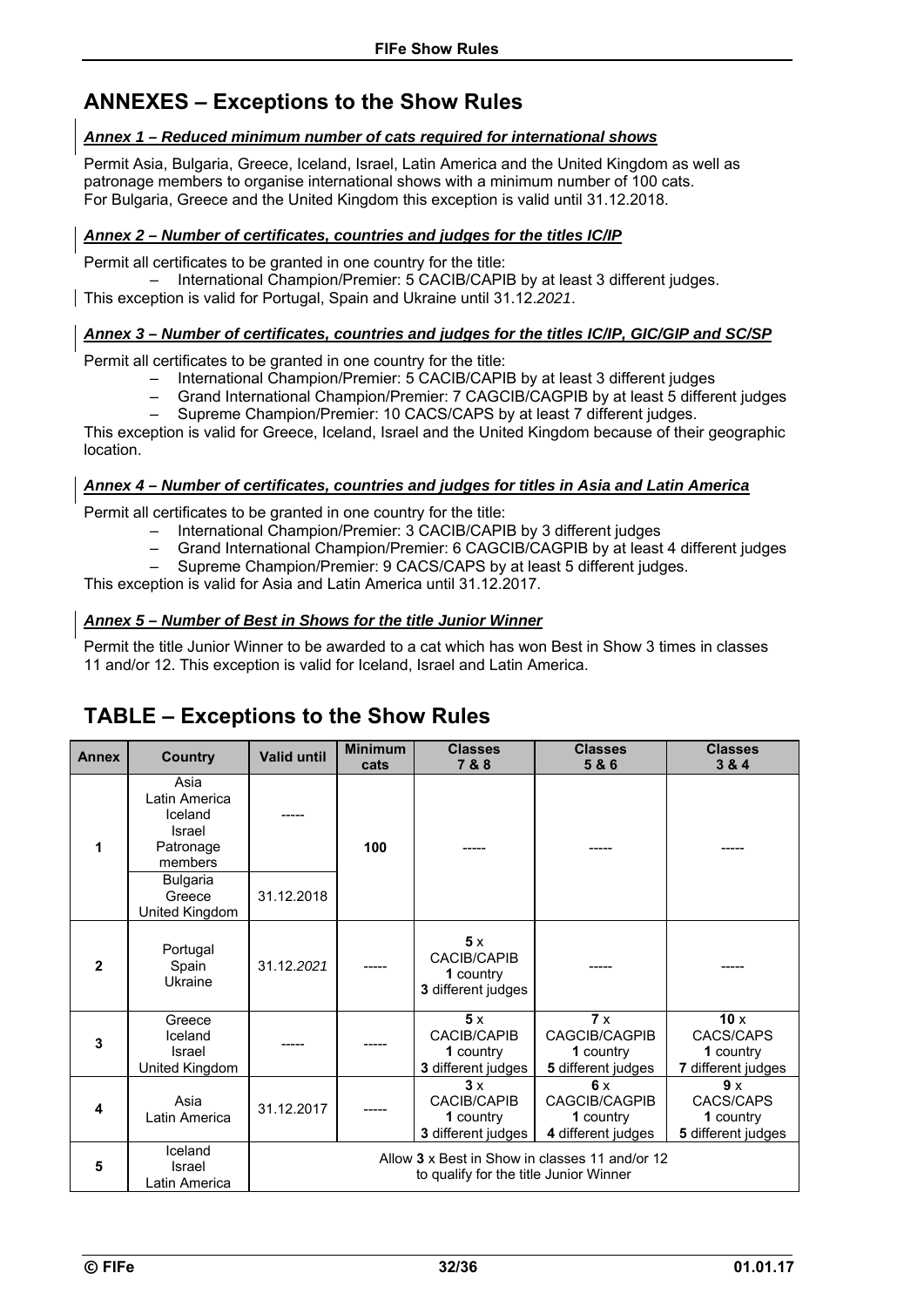## ANNEXES – Exceptions to the Show Rules

### ***Annex 1 – Reduced minimum number of cats required for international shows***

Permit Asia, Bulgaria, Greece, Iceland, Israel, Latin America and the United Kingdom as well as patronage members to organise international shows with a minimum number of 100 cats.
For Bulgaria, Greece and the United Kingdom this exception is valid until 31.12.2018.

### ***Annex 2 – Number of certificates, countries and judges for the titles IC/IP***

Permit all certificates to be granted in one country for the title:

- International Champion/Premier: 5 CACIB/CAPIB by at least 3 different judges.

This exception is valid for Portugal, Spain and Ukraine until 31.12.*2021*.

### ***Annex 3 – Number of certificates, countries and judges for the titles IC/IP, GIC/GIP and SC/SP***

Permit all certificates to be granted in one country for the title:

- International Champion/Premier: 5 CACIB/CAPIB by at least 3 different judges
- Grand International Champion/Premier: 7 CAGCIB/CAGPIB by at least 5 different judges
- Supreme Champion/Premier: 10 CACS/CAPS by at least 7 different judges.

This exception is valid for Greece, Iceland, Israel and the United Kingdom because of their geographic location.

### ***Annex 4 – Number of certificates, countries and judges for titles in Asia and Latin America***

Permit all certificates to be granted in one country for the title:

- International Champion/Premier: 3 CACIB/CAPIB by 3 different judges
- Grand International Champion/Premier: 6 CAGCIB/CAGPIB by at least 4 different judges
- Supreme Champion/Premier: 9 CACS/CAPS by at least 5 different judges.

This exception is valid for Asia and Latin America until 31.12.2017.

### ***Annex 5 – Number of Best in Shows for the title Junior Winner***

Permit the title Junior Winner to be awarded to a cat which has won Best in Show 3 times in classes 11 and/or 12. This exception is valid for Iceland, Israel and Latin America.

## TABLE – Exceptions to the Show Rules

| Annex | Country | Valid until | Minimum cats | Classes 7 & 8 | Classes 5 & 6 | Classes 3 & 4 |
|---|---|---|---|---|---|---|
| 1 | Asia, Latin America, Iceland, Israel, Patronage members | ----- | 100 | ----- | ----- | ----- |
| | Bulgaria, Greece, United Kingdom | 31.12.2018 | | | | |
| 2 | Portugal, Spain, Ukraine | 31.12.*2021* | ----- | **5** x CACIB/CAPIB **1** country **3** different judges | ----- | ----- |
| 3 | Greece, Iceland, Israel, United Kingdom | ----- | ----- | **5** x CACIB/CAPIB **1** country **3** different judges | **7** x CAGCIB/CAGPIB **1** country **5** different judges | **10** x CACS/CAPS **1** country **7** different judges |
| 4 | Asia, Latin America | 31.12.2017 | ----- | **3** x CACIB/CAPIB **1** country **3** different judges | **6** x CAGCIB/CAGPIB **1** country **4** different judges | **9** x CACS/CAPS **1** country **5** different judges |
| 5 | Iceland, Israel, Latin America | Allow **3** x Best in Show in classes 11 and/or 12 to qualify for the title Junior Winner | | | | |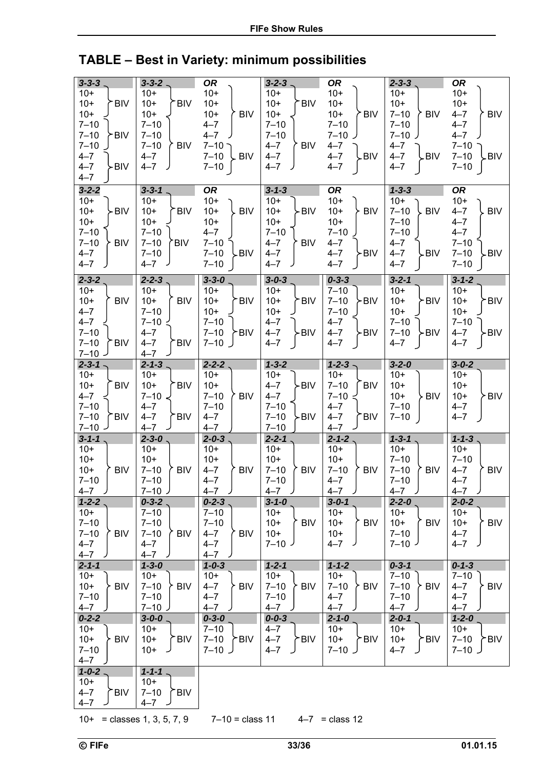## TABLE – Best in Variety: minimum possibilities

| Combination | Minimum possibilities |
|---|---|
| 3-3-3 | 10+, 10+, 10+ → BIV; 7–10, 7–10, 7–10 → BIV; 4–7, 4–7, 4–7 → BIV |
| 3-3-2 | 10+, 10+, 10+ → BIV; 7–10, 7–10, 7–10, 4–7, 4–7 → BIV |
| 3-3-2 (OR) | 10+, 10+, 10+, 4–7, 4–7 → BIV; 7–10, 7–10, 7–10 → BIV |
| 3-2-3 | 10+, 10+, 10+ → BIV; 7–10, 7–10, 4–7, 4–7, 4–7 → BIV |
| 3-2-3 (OR) | 10+, 10+, 10+, 7–10, 7–10 → BIV; 4–7, 4–7, 4–7 → BIV |
| 2-3-3 | 10+, 10+, 7–10, 7–10, 7–10 → BIV; 4–7, 4–7, 4–7 → BIV |
| 2-3-3 (OR) | 10+, 10+, 4–7, 4–7, 4–7 → BIV; 7–10, 7–10, 7–10 → BIV |
| 3-2-2 | 10+, 10+, 10+ → BIV; 7–10, 7–10, 4–7, 4–7 → BIV |
| 3-3-1 | 10+, 10+, 10+ → BIV; 7–10, 7–10, 7–10, 4–7 → BIV |
| 3-3-1 (OR) | 10+, 10+, 10+, 4–7 → BIV; 7–10, 7–10, 7–10 → BIV |
| 3-1-3 | 10+, 10+, 10+ → BIV; 7–10, 4–7, 4–7, 4–7 → BIV |
| 3-1-3 (OR) | 10+, 10+, 10+, 7–10 → BIV; 4–7, 4–7, 4–7 → BIV |
| 1-3-3 | 10+, 7–10, 7–10, 7–10 → BIV; 4–7, 4–7, 4–7 → BIV |
| 1-3-3 (OR) | 10+, 4–7, 4–7, 4–7 → BIV; 7–10, 7–10, 7–10 → BIV |
| 2-3-2 | 10+, 10+, 4–7, 4–7 → BIV; 7–10, 7–10, 7–10 → BIV |
| 2-2-3 | 10+, 10+, 7–10, 7–10 → BIV; 4–7, 4–7, 4–7 → BIV |
| 3-3-0 | 10+, 10+, 10+ → BIV; 7–10, 7–10, 7–10 → BIV |
| 3-0-3 | 10+, 10+, 10+ → BIV; 4–7, 4–7, 4–7 → BIV |
| 0-3-3 | 7–10, 7–10, 7–10 → BIV; 4–7, 4–7, 4–7 → BIV |
| 3-2-1 | 10+, 10+, 10+ → BIV; 7–10, 7–10, 4–7 → BIV |
| 3-1-2 | 10+, 10+, 10+ → BIV; 7–10, 4–7, 4–7 → BIV |
| 2-3-1 | 10+, 10+, 4–7 → BIV; 7–10, 7–10, 7–10 → BIV |
| 2-1-3 | 10+, 10+, 7–10 → BIV; 4–7, 4–7, 4–7 → BIV |
| 2-2-2 | 10+, 10+, 7–10, 7–10, 4–7, 4–7 → BIV |
| 1-3-2 | 10+, 4–7, 4–7 → BIV; 7–10, 7–10, 7–10 → BIV |
| 1-2-3 | 10+, 7–10, 7–10 → BIV; 4–7, 4–7, 4–7 → BIV |
| 3-2-0 | 10+, 10+, 10+, 7–10, 7–10 → BIV |
| 3-0-2 | 10+, 10+, 10+, 4–7, 4–7 → BIV |
| 3-1-1 | 10+, 10+, 10+, 7–10, 4–7 → BIV |
| 2-3-0 | 10+, 10+, 7–10, 7–10, 7–10 → BIV |
| 2-0-3 | 10+, 10+, 4–7, 4–7, 4–7 → BIV |
| 2-2-1 | 10+, 10+, 7–10, 7–10, 4–7 → BIV |
| 2-1-2 | 10+, 10+, 7–10, 4–7, 4–7 → BIV |
| 1-3-1 | 10+, 7–10, 7–10, 7–10, 4–7 → BIV |
| 1-1-3 | 10+, 7–10, 4–7, 4–7, 4–7 → BIV |
| 1-2-2 | 10+, 7–10, 7–10, 4–7, 4–7 → BIV |
| 0-3-2 | 7–10, 7–10, 7–10, 4–7, 4–7 → BIV |
| 0-2-3 | 7–10, 7–10, 4–7, 4–7, 4–7 → BIV |
| 3-1-0 | 10+, 10+, 10+, 7–10 → BIV |
| 3-0-1 | 10+, 10+, 10+, 4–7 → BIV |
| 2-2-0 | 10+, 10+, 7–10, 7–10 → BIV |
| 2-0-2 | 10+, 10+, 4–7, 4–7 → BIV |
| 2-1-1 | 10+, 10+, 7–10, 4–7 → BIV |
| 1-3-0 | 10+, 7–10, 7–10, 7–10 → BIV |
| 1-0-3 | 10+, 4–7, 4–7, 4–7 → BIV |
| 1-2-1 | 10+, 7–10, 7–10, 4–7 → BIV |
| 1-1-2 | 10+, 7–10, 4–7, 4–7 → BIV |
| 0-3-1 | 7–10, 7–10, 7–10, 4–7 → BIV |
| 0-1-3 | 7–10, 4–7, 4–7, 4–7 → BIV |
| 0-2-2 | 10+, 10+, 7–10, 4–7 → BIV |
| 3-0-0 | 10+, 10+, 10+ → BIV |
| 0-3-0 | 7–10, 7–10, 7–10 → BIV |
| 0-0-3 | 4–7, 4–7 → BIV |
| 2-1-0 | 10+, 10+, 7–10 → BIV |
| 2-0-1 | 10+, 10+, 4–7 → BIV |
| 1-2-0 | 10+, 7–10, 7–10 → BIV |
| 1-0-2 | 10+, 4–7, 4–7 → BIV |
| 1-1-1 | 10+, 7–10, 4–7 → BIV |

10+ = classes 1, 3, 5, 7, 9 7–10 = class 11 4–7 = class 12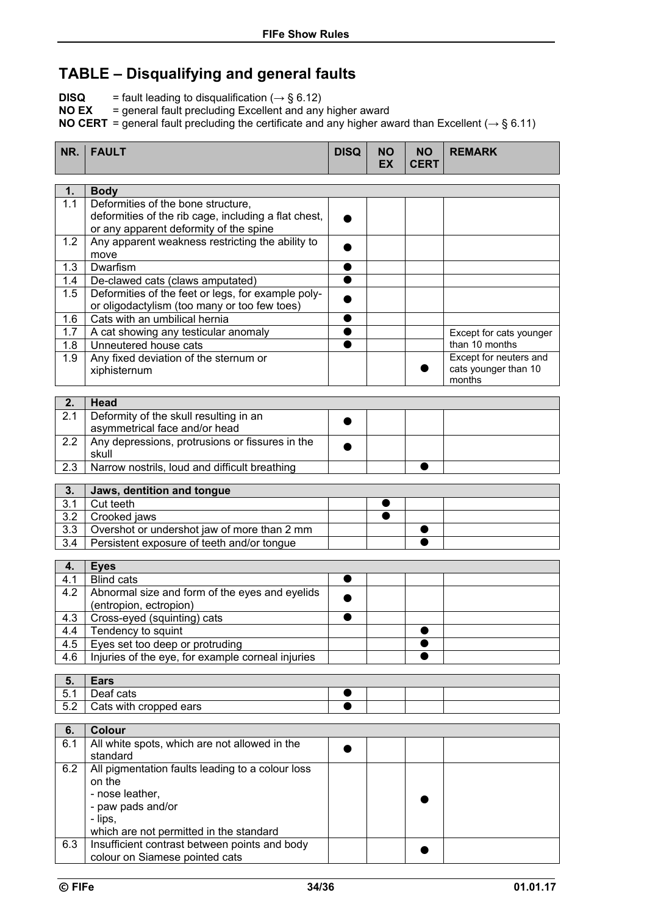## TABLE – Disqualifying and general faults

**DISQ** = fault leading to disqualification (→ § 6.12)
**NO EX** = general fault precluding Excellent and any higher award
**NO CERT** = general fault precluding the certificate and any higher award than Excellent (→ § 6.11)

| NR. | FAULT | DISQ | NO EX | NO CERT | REMARK |
|---|---|---|---|---|---|
| **1.** | **Body** | | | | |
| 1.1 | Deformities of the bone structure, deformities of the rib cage, including a flat chest, or any apparent deformity of the spine | ● | | | |
| 1.2 | Any apparent weakness restricting the ability to move | ● | | | |
| 1.3 | Dwarfism | ● | | | |
| 1.4 | De-clawed cats (claws amputated) | ● | | | |
| 1.5 | Deformities of the feet or legs, for example poly- or oligodactylism (too many or too few toes) | ● | | | |
| 1.6 | Cats with an umbilical hernia | ● | | | |
| 1.7 | A cat showing any testicular anomaly | ● | | | Except for cats younger than 10 months |
| 1.8 | Unneutered house cats | ● | | | |
| 1.9 | Any fixed deviation of the sternum or xiphisternum | | | ● | Except for neuters and cats younger than 10 months |
| **2.** | **Head** | | | | |
| 2.1 | Deformity of the skull resulting in an asymmetrical face and/or head | ● | | | |
| 2.2 | Any depressions, protrusions or fissures in the skull | ● | | | |
| 2.3 | Narrow nostrils, loud and difficult breathing | | | ● | |
| **3.** | **Jaws, dentition and tongue** | | | | |
| 3.1 | Cut teeth | | ● | | |
| 3.2 | Crooked jaws | | ● | | |
| 3.3 | Overshot or undershot jaw of more than 2 mm | | | ● | |
| 3.4 | Persistent exposure of teeth and/or tongue | | | ● | |
| **4.** | **Eyes** | | | | |
| 4.1 | Blind cats | ● | | | |
| 4.2 | Abnormal size and form of the eyes and eyelids (entropion, ectropion) | ● | | | |
| 4.3 | Cross-eyed (squinting) cats | ● | | | |
| 4.4 | Tendency to squint | | | ● | |
| 4.5 | Eyes set too deep or protruding | | | ● | |
| 4.6 | Injuries of the eye, for example corneal injuries | | | ● | |
| **5.** | **Ears** | | | | |
| 5.1 | Deaf cats | ● | | | |
| 5.2 | Cats with cropped ears | ● | | | |
| **6.** | **Colour** | | | | |
| 6.1 | All white spots, which are not allowed in the standard | ● | | | |
| 6.2 | All pigmentation faults leading to a colour loss on the<br>- nose leather,<br>- paw pads and/or<br>- lips,<br>which are not permitted in the standard | | | ● | |
| 6.3 | Insufficient contrast between points and body colour on Siamese pointed cats | | | ● | |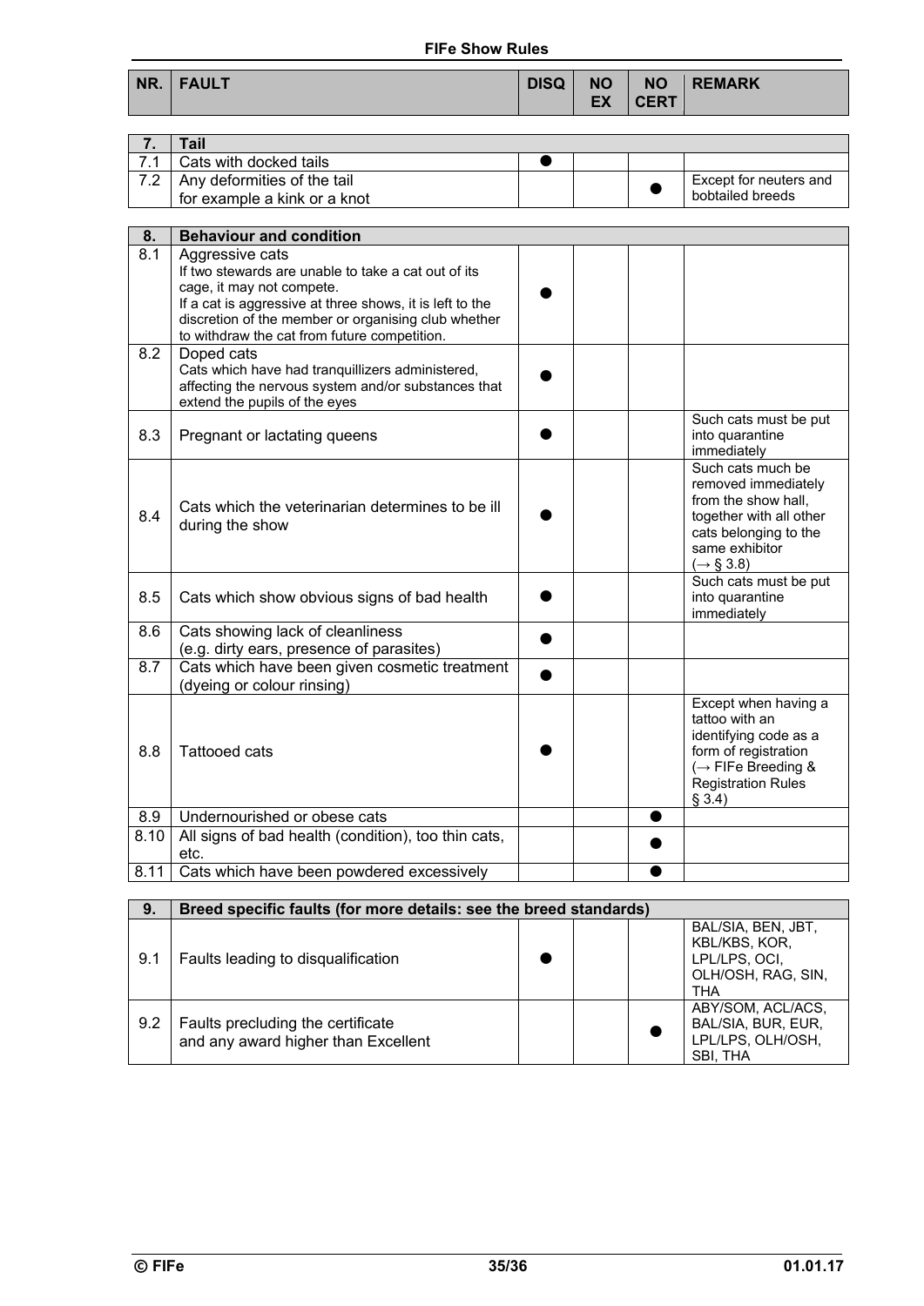| NR. | FAULT | DISQ | NO EX | NO CERT | REMARK |
|---|---|---|---|---|---|
| **7.** | **Tail** | | | | |
| 7.1 | Cats with docked tails | ● | | | |
| 7.2 | Any deformities of the tail for example a kink or a knot | | | ● | Except for neuters and bobtailed breeds |
| **8.** | **Behaviour and condition** | | | | |
| 8.1 | Aggressive cats<br>If two stewards are unable to take a cat out of its cage, it may not compete.<br>If a cat is aggressive at three shows, it is left to the discretion of the member or organising club whether to withdraw the cat from future competition. | ● | | | |
| 8.2 | Doped cats<br>Cats which have had tranquillizers administered, affecting the nervous system and/or substances that extend the pupils of the eyes | ● | | | |
| 8.3 | Pregnant or lactating queens | ● | | | Such cats must be put into quarantine immediately |
| 8.4 | Cats which the veterinarian determines to be ill during the show | ● | | | Such cats much be removed immediately from the show hall, together with all other cats belonging to the same exhibitor (→ § 3.8) |
| 8.5 | Cats which show obvious signs of bad health | ● | | | Such cats must be put into quarantine immediately |
| 8.6 | Cats showing lack of cleanliness (e.g. dirty ears, presence of parasites) | ● | | | |
| 8.7 | Cats which have been given cosmetic treatment (dyeing or colour rinsing) | ● | | | |
| 8.8 | Tattooed cats | ● | | | Except when having a tattoo with an identifying code as a form of registration (→ FIFe Breeding & Registration Rules § 3.4) |
| 8.9 | Undernourished or obese cats | | | ● | |
| 8.10 | All signs of bad health (condition), too thin cats, etc. | | | ● | |
| 8.11 | Cats which have been powdered excessively | | | ● | |
| **9.** | **Breed specific faults (for more details: see the breed standards)** | | | | |
| 9.1 | Faults leading to disqualification | ● | | | BAL/SIA, BEN, JBT, KBL/KBS, KOR, LPL/LPS, OCI, OLH/OSH, RAG, SIN, THA |
| 9.2 | Faults precluding the certificate and any award higher than Excellent | | | ● | ABY/SOM, ACL/ACS, BAL/SIA, BUR, EUR, LPL/LPS, OLH/OSH, SBI, THA |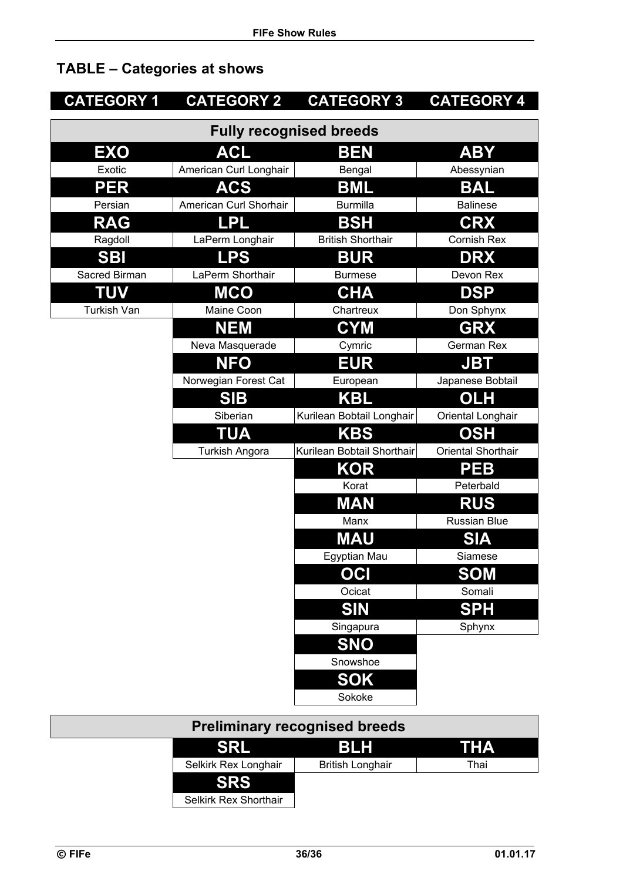## TABLE – Categories at shows

| CATEGORY 1 | CATEGORY 2 | CATEGORY 3 | CATEGORY 4 |
|---|---|---|---|
| **Fully recognised breeds** | | | |
| **EXO** | **ACL** | **BEN** | **ABY** |
| Exotic | American Curl Longhair | Bengal | Abessynian |
| **PER** | **ACS** | **BML** | **BAL** |
| Persian | American Curl Shorhair | Burmilla | Balinese |
| **RAG** | **LPL** | **BSH** | **CRX** |
| Ragdoll | LaPerm Longhair | British Shorthair | Cornish Rex |
| **SBI** | **LPS** | **BUR** | **DRX** |
| Sacred Birman | LaPerm Shorthair | Burmese | Devon Rex |
| **TUV** | **MCO** | **CHA** | **DSP** |
| Turkish Van | Maine Coon | Chartreux | Don Sphynx |
| | **NEM** | **CYM** | **GRX** |
| | Neva Masquerade | Cymric | German Rex |
| | **NFO** | **EUR** | **JBT** |
| | Norwegian Forest Cat | European | Japanese Bobtail |
| | **SIB** | **KBL** | **OLH** |
| | Siberian | Kurilean Bobtail Longhair | Oriental Longhair |
| | **TUA** | **KBS** | **OSH** |
| | Turkish Angora | Kurilean Bobtail Shorthair | Oriental Shorthair |
| | | **KOR** | **PEB** |
| | | Korat | Peterbald |
| | | **MAN** | **RUS** |
| | | Manx | Russian Blue |
| | | **MAU** | **SIA** |
| | | Egyptian Mau | Siamese |
| | | **OCI** | **SOM** |
| | | Ocicat | Somali |
| | | **SIN** | **SPH** |
| | | Singapura | Sphynx |
| | | **SNO** | |
| | | Snowshoe | |
| | | **SOK** | |
| | | Sokoke | |
| **Preliminary recognised breeds** | | | |
| | **SRL** | **BLH** | **THA** |
| | Selkirk Rex Longhair | British Longhair | Thai |
| | **SRS** | | |
| | Selkirk Rex Shorthair | | |